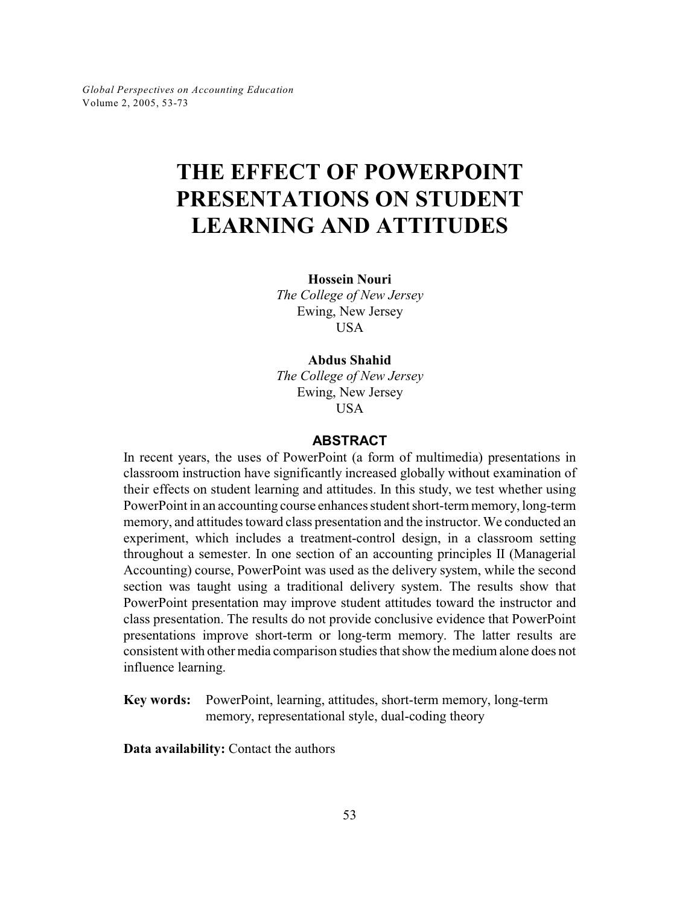# THE EFFECT OF POWERPOINT PRESENTATIONS ON STUDENT LEARNING AND ATTITUDES

**Hossein Nouri**
*The College of New Jersey*
Ewing, New Jersey
USA

**Abdus Shahid**
*The College of New Jersey*
Ewing, New Jersey
USA

## ABSTRACT

In recent years, the uses of PowerPoint (a form of multimedia) presentations in classroom instruction have significantly increased globally without examination of their effects on student learning and attitudes. In this study, we test whether using PowerPoint in an accounting course enhances student short-term memory, long-term memory, and attitudes toward class presentation and the instructor. We conducted an experiment, which includes a treatment-control design, in a classroom setting throughout a semester. In one section of an accounting principles II (Managerial Accounting) course, PowerPoint was used as the delivery system, while the second section was taught using a traditional delivery system. The results show that PowerPoint presentation may improve student attitudes toward the instructor and class presentation. The results do not provide conclusive evidence that PowerPoint presentations improve short-term or long-term memory. The latter results are consistent with other media comparison studies that show the medium alone does not influence learning.

**Key words:** PowerPoint, learning, attitudes, short-term memory, long-term memory, representational style, dual-coding theory

**Data availability:** Contact the authors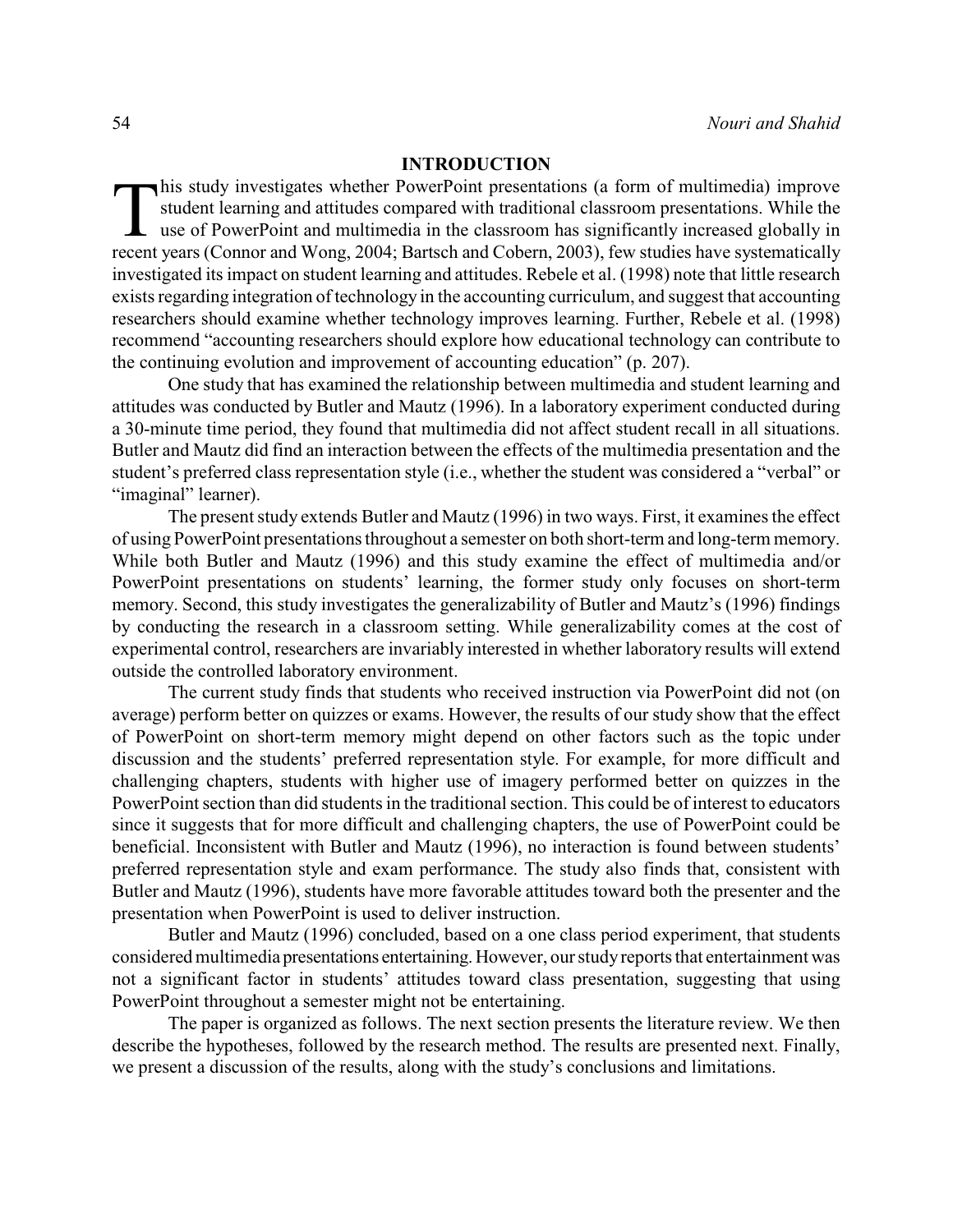## INTRODUCTION

This study investigates whether PowerPoint presentations (a form of multimedia) improve student learning and attitudes compared with traditional classroom presentations. While the use of PowerPoint and multimedia in the classroom has significantly increased globally in recent years (Connor and Wong, 2004; Bartsch and Cobern, 2003), few studies have systematically investigated its impact on student learning and attitudes. Rebele et al. (1998) note that little research exists regarding integration of technology in the accounting curriculum, and suggest that accounting researchers should examine whether technology improves learning. Further, Rebele et al. (1998) recommend "accounting researchers should explore how educational technology can contribute to the continuing evolution and improvement of accounting education" (p. 207).

One study that has examined the relationship between multimedia and student learning and attitudes was conducted by Butler and Mautz (1996). In a laboratory experiment conducted during a 30-minute time period, they found that multimedia did not affect student recall in all situations. Butler and Mautz did find an interaction between the effects of the multimedia presentation and the student's preferred class representation style (i.e., whether the student was considered a "verbal" or "imaginal" learner).

The present study extends Butler and Mautz (1996) in two ways. First, it examines the effect of using PowerPoint presentations throughout a semester on both short-term and long-term memory. While both Butler and Mautz (1996) and this study examine the effect of multimedia and/or PowerPoint presentations on students' learning, the former study only focuses on short-term memory. Second, this study investigates the generalizability of Butler and Mautz's (1996) findings by conducting the research in a classroom setting. While generalizability comes at the cost of experimental control, researchers are invariably interested in whether laboratory results will extend outside the controlled laboratory environment.

The current study finds that students who received instruction via PowerPoint did not (on average) perform better on quizzes or exams. However, the results of our study show that the effect of PowerPoint on short-term memory might depend on other factors such as the topic under discussion and the students' preferred representation style. For example, for more difficult and challenging chapters, students with higher use of imagery performed better on quizzes in the PowerPoint section than did students in the traditional section. This could be of interest to educators since it suggests that for more difficult and challenging chapters, the use of PowerPoint could be beneficial. Inconsistent with Butler and Mautz (1996), no interaction is found between students' preferred representation style and exam performance. The study also finds that, consistent with Butler and Mautz (1996), students have more favorable attitudes toward both the presenter and the presentation when PowerPoint is used to deliver instruction.

Butler and Mautz (1996) concluded, based on a one class period experiment, that students considered multimedia presentations entertaining. However, our study reports that entertainment was not a significant factor in students' attitudes toward class presentation, suggesting that using PowerPoint throughout a semester might not be entertaining.

The paper is organized as follows. The next section presents the literature review. We then describe the hypotheses, followed by the research method. The results are presented next. Finally, we present a discussion of the results, along with the study's conclusions and limitations.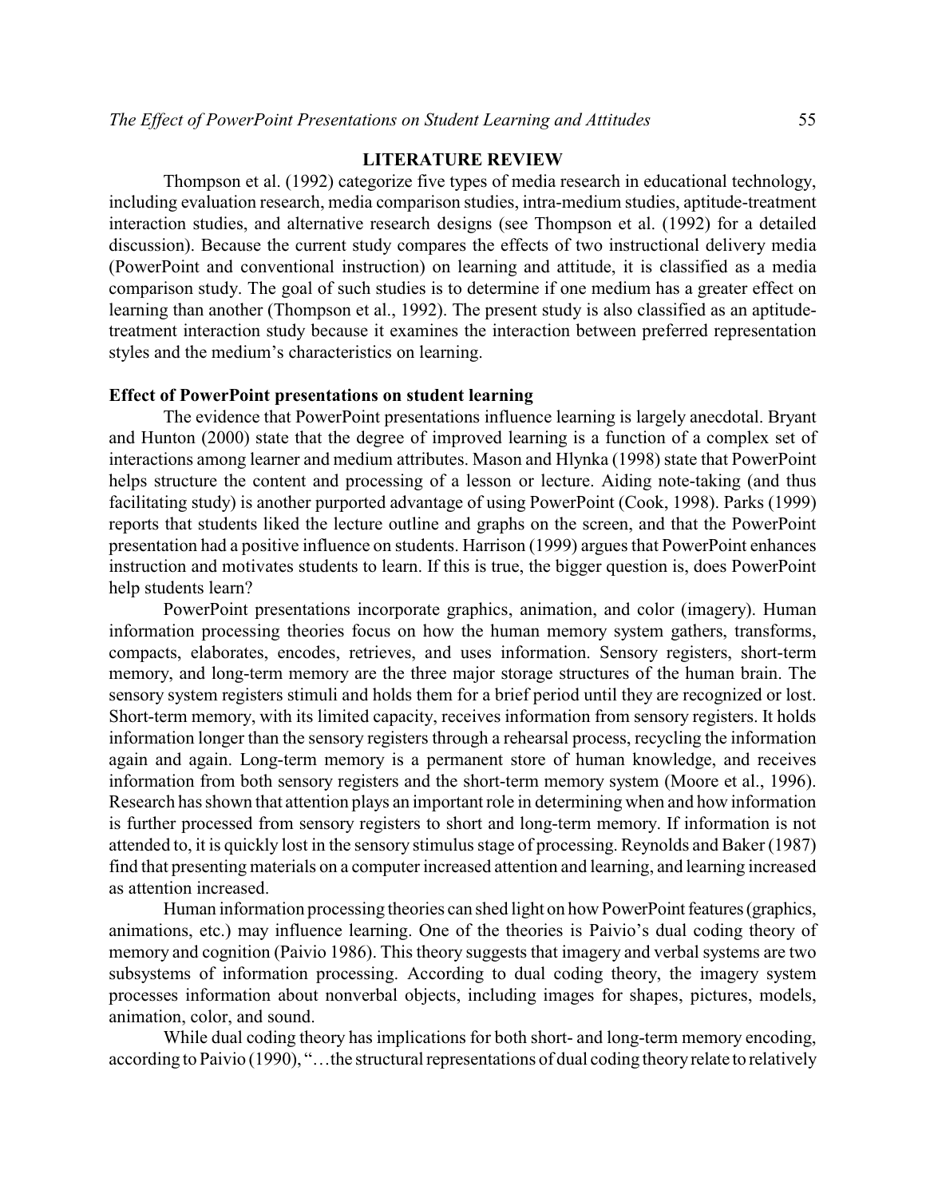## LITERATURE REVIEW

Thompson et al. (1992) categorize five types of media research in educational technology, including evaluation research, media comparison studies, intra-medium studies, aptitude-treatment interaction studies, and alternative research designs (see Thompson et al. (1992) for a detailed discussion). Because the current study compares the effects of two instructional delivery media (PowerPoint and conventional instruction) on learning and attitude, it is classified as a media comparison study. The goal of such studies is to determine if one medium has a greater effect on learning than another (Thompson et al., 1992). The present study is also classified as an aptitude-treatment interaction study because it examines the interaction between preferred representation styles and the medium's characteristics on learning.

### Effect of PowerPoint presentations on student learning

The evidence that PowerPoint presentations influence learning is largely anecdotal. Bryant and Hunton (2000) state that the degree of improved learning is a function of a complex set of interactions among learner and medium attributes. Mason and Hlynka (1998) state that PowerPoint helps structure the content and processing of a lesson or lecture. Aiding note-taking (and thus facilitating study) is another purported advantage of using PowerPoint (Cook, 1998). Parks (1999) reports that students liked the lecture outline and graphs on the screen, and that the PowerPoint presentation had a positive influence on students. Harrison (1999) argues that PowerPoint enhances instruction and motivates students to learn. If this is true, the bigger question is, does PowerPoint help students learn?

PowerPoint presentations incorporate graphics, animation, and color (imagery). Human information processing theories focus on how the human memory system gathers, transforms, compacts, elaborates, encodes, retrieves, and uses information. Sensory registers, short-term memory, and long-term memory are the three major storage structures of the human brain. The sensory system registers stimuli and holds them for a brief period until they are recognized or lost. Short-term memory, with its limited capacity, receives information from sensory registers. It holds information longer than the sensory registers through a rehearsal process, recycling the information again and again. Long-term memory is a permanent store of human knowledge, and receives information from both sensory registers and the short-term memory system (Moore et al., 1996). Research has shown that attention plays an important role in determining when and how information is further processed from sensory registers to short and long-term memory. If information is not attended to, it is quickly lost in the sensory stimulus stage of processing. Reynolds and Baker (1987) find that presenting materials on a computer increased attention and learning, and learning increased as attention increased.

Human information processing theories can shed light on how PowerPoint features (graphics, animations, etc.) may influence learning. One of the theories is Paivio's dual coding theory of memory and cognition (Paivio 1986). This theory suggests that imagery and verbal systems are two subsystems of information processing. According to dual coding theory, the imagery system processes information about nonverbal objects, including images for shapes, pictures, models, animation, color, and sound.

While dual coding theory has implications for both short- and long-term memory encoding, according to Paivio (1990), "…the structural representations of dual coding theory relate to relatively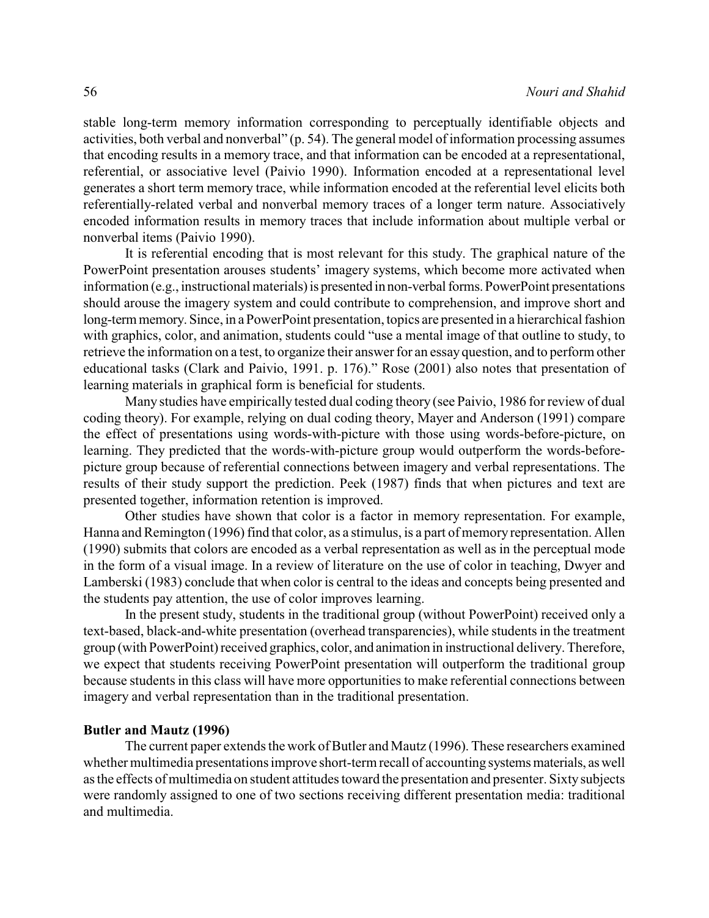stable long-term memory information corresponding to perceptually identifiable objects and activities, both verbal and nonverbal" (p. 54). The general model of information processing assumes that encoding results in a memory trace, and that information can be encoded at a representational, referential, or associative level (Paivio 1990). Information encoded at a representational level generates a short term memory trace, while information encoded at the referential level elicits both referentially-related verbal and nonverbal memory traces of a longer term nature. Associatively encoded information results in memory traces that include information about multiple verbal or nonverbal items (Paivio 1990).

It is referential encoding that is most relevant for this study. The graphical nature of the PowerPoint presentation arouses students' imagery systems, which become more activated when information (e.g., instructional materials) is presented in non-verbal forms. PowerPoint presentations should arouse the imagery system and could contribute to comprehension, and improve short and long-term memory. Since, in a PowerPoint presentation, topics are presented in a hierarchical fashion with graphics, color, and animation, students could "use a mental image of that outline to study, to retrieve the information on a test, to organize their answer for an essay question, and to perform other educational tasks (Clark and Paivio, 1991. p. 176)." Rose (2001) also notes that presentation of learning materials in graphical form is beneficial for students.

Many studies have empirically tested dual coding theory (see Paivio, 1986 for review of dual coding theory). For example, relying on dual coding theory, Mayer and Anderson (1991) compare the effect of presentations using words-with-picture with those using words-before-picture, on learning. They predicted that the words-with-picture group would outperform the words-before-picture group because of referential connections between imagery and verbal representations. The results of their study support the prediction. Peek (1987) finds that when pictures and text are presented together, information retention is improved.

Other studies have shown that color is a factor in memory representation. For example, Hanna and Remington (1996) find that color, as a stimulus, is a part of memory representation. Allen (1990) submits that colors are encoded as a verbal representation as well as in the perceptual mode in the form of a visual image. In a review of literature on the use of color in teaching, Dwyer and Lamberski (1983) conclude that when color is central to the ideas and concepts being presented and the students pay attention, the use of color improves learning.

In the present study, students in the traditional group (without PowerPoint) received only a text-based, black-and-white presentation (overhead transparencies), while students in the treatment group (with PowerPoint) received graphics, color, and animation in instructional delivery. Therefore, we expect that students receiving PowerPoint presentation will outperform the traditional group because students in this class will have more opportunities to make referential connections between imagery and verbal representation than in the traditional presentation.

**Butler and Mautz (1996)**

The current paper extends the work of Butler and Mautz (1996). These researchers examined whether multimedia presentations improve short-term recall of accounting systems materials, as well as the effects of multimedia on student attitudes toward the presentation and presenter. Sixty subjects were randomly assigned to one of two sections receiving different presentation media: traditional and multimedia.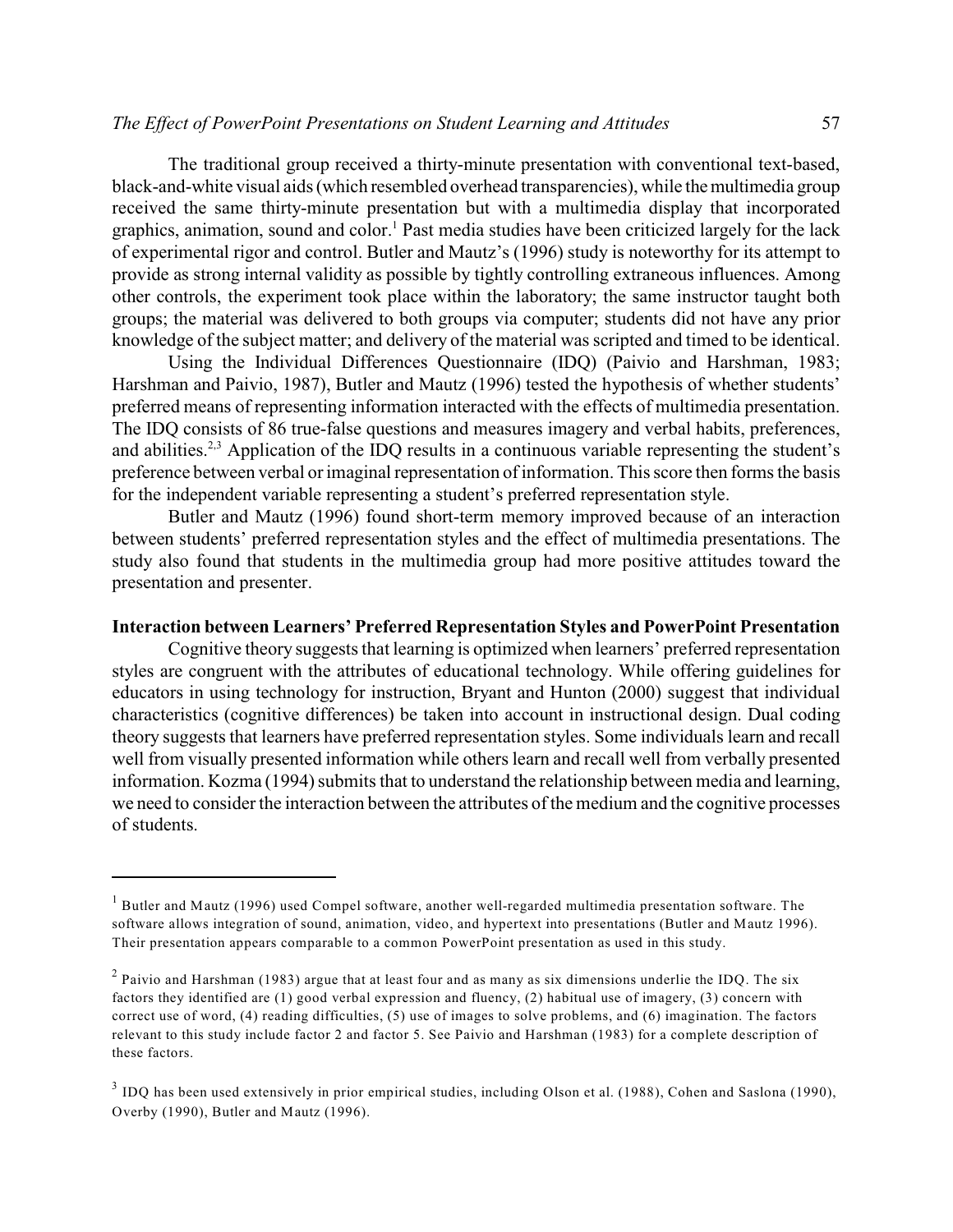The traditional group received a thirty-minute presentation with conventional text-based, black-and-white visual aids (which resembled overhead transparencies), while the multimedia group received the same thirty-minute presentation but with a multimedia display that incorporated graphics, animation, sound and color.[1] Past media studies have been criticized largely for the lack of experimental rigor and control. Butler and Mautz's (1996) study is noteworthy for its attempt to provide as strong internal validity as possible by tightly controlling extraneous influences. Among other controls, the experiment took place within the laboratory; the same instructor taught both groups; the material was delivered to both groups via computer; students did not have any prior knowledge of the subject matter; and delivery of the material was scripted and timed to be identical.

Using the Individual Differences Questionnaire (IDQ) (Paivio and Harshman, 1983; Harshman and Paivio, 1987), Butler and Mautz (1996) tested the hypothesis of whether students' preferred means of representing information interacted with the effects of multimedia presentation. The IDQ consists of 86 true-false questions and measures imagery and verbal habits, preferences, and abilities.[2,3] Application of the IDQ results in a continuous variable representing the student's preference between verbal or imaginal representation of information. This score then forms the basis for the independent variable representing a student's preferred representation style.

Butler and Mautz (1996) found short-term memory improved because of an interaction between students' preferred representation styles and the effect of multimedia presentations. The study also found that students in the multimedia group had more positive attitudes toward the presentation and presenter.

**Interaction between Learners' Preferred Representation Styles and PowerPoint Presentation**

Cognitive theory suggests that learning is optimized when learners' preferred representation styles are congruent with the attributes of educational technology. While offering guidelines for educators in using technology for instruction, Bryant and Hunton (2000) suggest that individual characteristics (cognitive differences) be taken into account in instructional design. Dual coding theory suggests that learners have preferred representation styles. Some individuals learn and recall well from visually presented information while others learn and recall well from verbally presented information. Kozma (1994) submits that to understand the relationship between media and learning, we need to consider the interaction between the attributes of the medium and the cognitive processes of students.

---

[1] Butler and Mautz (1996) used Compel software, another well-regarded multimedia presentation software. The software allows integration of sound, animation, video, and hypertext into presentations (Butler and Mautz 1996). Their presentation appears comparable to a common PowerPoint presentation as used in this study.

[2] Paivio and Harshman (1983) argue that at least four and as many as six dimensions underlie the IDQ. The six factors they identified are (1) good verbal expression and fluency, (2) habitual use of imagery, (3) concern with correct use of word, (4) reading difficulties, (5) use of images to solve problems, and (6) imagination. The factors relevant to this study include factor 2 and factor 5. See Paivio and Harshman (1983) for a complete description of these factors.

[3] IDQ has been used extensively in prior empirical studies, including Olson et al. (1988), Cohen and Saslona (1990), Overby (1990), Butler and Mautz (1996).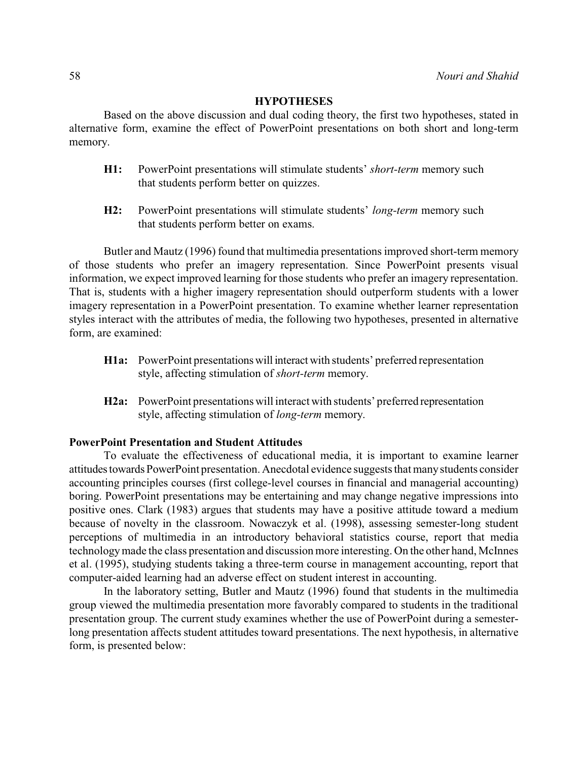## HYPOTHESES

Based on the above discussion and dual coding theory, the first two hypotheses, stated in alternative form, examine the effect of PowerPoint presentations on both short and long-term memory.

> **H1:** PowerPoint presentations will stimulate students' *short-term* memory such that students perform better on quizzes.

> **H2:** PowerPoint presentations will stimulate students' *long-term* memory such that students perform better on exams.

Butler and Mautz (1996) found that multimedia presentations improved short-term memory of those students who prefer an imagery representation. Since PowerPoint presents visual information, we expect improved learning for those students who prefer an imagery representation. That is, students with a higher imagery representation should outperform students with a lower imagery representation in a PowerPoint presentation. To examine whether learner representation styles interact with the attributes of media, the following two hypotheses, presented in alternative form, are examined:

> **H1a:** PowerPoint presentations will interact with students' preferred representation style, affecting stimulation of *short-term* memory.

> **H2a:** PowerPoint presentations will interact with students' preferred representation style, affecting stimulation of *long-term* memory.

### PowerPoint Presentation and Student Attitudes

To evaluate the effectiveness of educational media, it is important to examine learner attitudes towards PowerPoint presentation. Anecdotal evidence suggests that many students consider accounting principles courses (first college-level courses in financial and managerial accounting) boring. PowerPoint presentations may be entertaining and may change negative impressions into positive ones. Clark (1983) argues that students may have a positive attitude toward a medium because of novelty in the classroom. Nowaczyk et al. (1998), assessing semester-long student perceptions of multimedia in an introductory behavioral statistics course, report that media technology made the class presentation and discussion more interesting. On the other hand, McInnes et al. (1995), studying students taking a three-term course in management accounting, report that computer-aided learning had an adverse effect on student interest in accounting.

In the laboratory setting, Butler and Mautz (1996) found that students in the multimedia group viewed the multimedia presentation more favorably compared to students in the traditional presentation group. The current study examines whether the use of PowerPoint during a semester-long presentation affects student attitudes toward presentations. The next hypothesis, in alternative form, is presented below: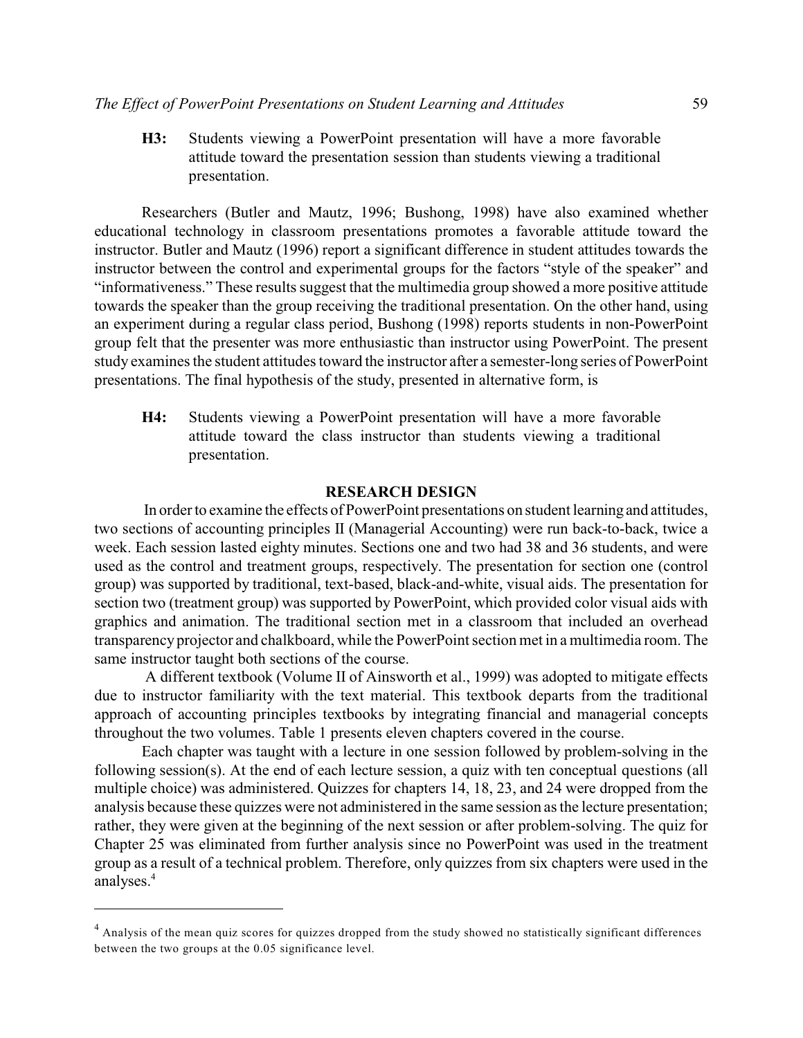**H3:** Students viewing a PowerPoint presentation will have a more favorable attitude toward the presentation session than students viewing a traditional presentation.

Researchers (Butler and Mautz, 1996; Bushong, 1998) have also examined whether educational technology in classroom presentations promotes a favorable attitude toward the instructor. Butler and Mautz (1996) report a significant difference in student attitudes towards the instructor between the control and experimental groups for the factors "style of the speaker" and "informativeness." These results suggest that the multimedia group showed a more positive attitude towards the speaker than the group receiving the traditional presentation. On the other hand, using an experiment during a regular class period, Bushong (1998) reports students in non-PowerPoint group felt that the presenter was more enthusiastic than instructor using PowerPoint. The present study examines the student attitudes toward the instructor after a semester-long series of PowerPoint presentations. The final hypothesis of the study, presented in alternative form, is

**H4:** Students viewing a PowerPoint presentation will have a more favorable attitude toward the class instructor than students viewing a traditional presentation.

## RESEARCH DESIGN

In order to examine the effects of PowerPoint presentations on student learning and attitudes, two sections of accounting principles II (Managerial Accounting) were run back-to-back, twice a week. Each session lasted eighty minutes. Sections one and two had 38 and 36 students, and were used as the control and treatment groups, respectively. The presentation for section one (control group) was supported by traditional, text-based, black-and-white, visual aids. The presentation for section two (treatment group) was supported by PowerPoint, which provided color visual aids with graphics and animation. The traditional section met in a classroom that included an overhead transparency projector and chalkboard, while the PowerPoint section met in a multimedia room. The same instructor taught both sections of the course.

A different textbook (Volume II of Ainsworth et al., 1999) was adopted to mitigate effects due to instructor familiarity with the text material. This textbook departs from the traditional approach of accounting principles textbooks by integrating financial and managerial concepts throughout the two volumes. Table 1 presents eleven chapters covered in the course.

Each chapter was taught with a lecture in one session followed by problem-solving in the following session(s). At the end of each lecture session, a quiz with ten conceptual questions (all multiple choice) was administered. Quizzes for chapters 14, 18, 23, and 24 were dropped from the analysis because these quizzes were not administered in the same session as the lecture presentation; rather, they were given at the beginning of the next session or after problem-solving. The quiz for Chapter 25 was eliminated from further analysis since no PowerPoint was used in the treatment group as a result of a technical problem. Therefore, only quizzes from six chapters were used in the analyses.[4]

---

[4] Analysis of the mean quiz scores for quizzes dropped from the study showed no statistically significant differences between the two groups at the 0.05 significance level.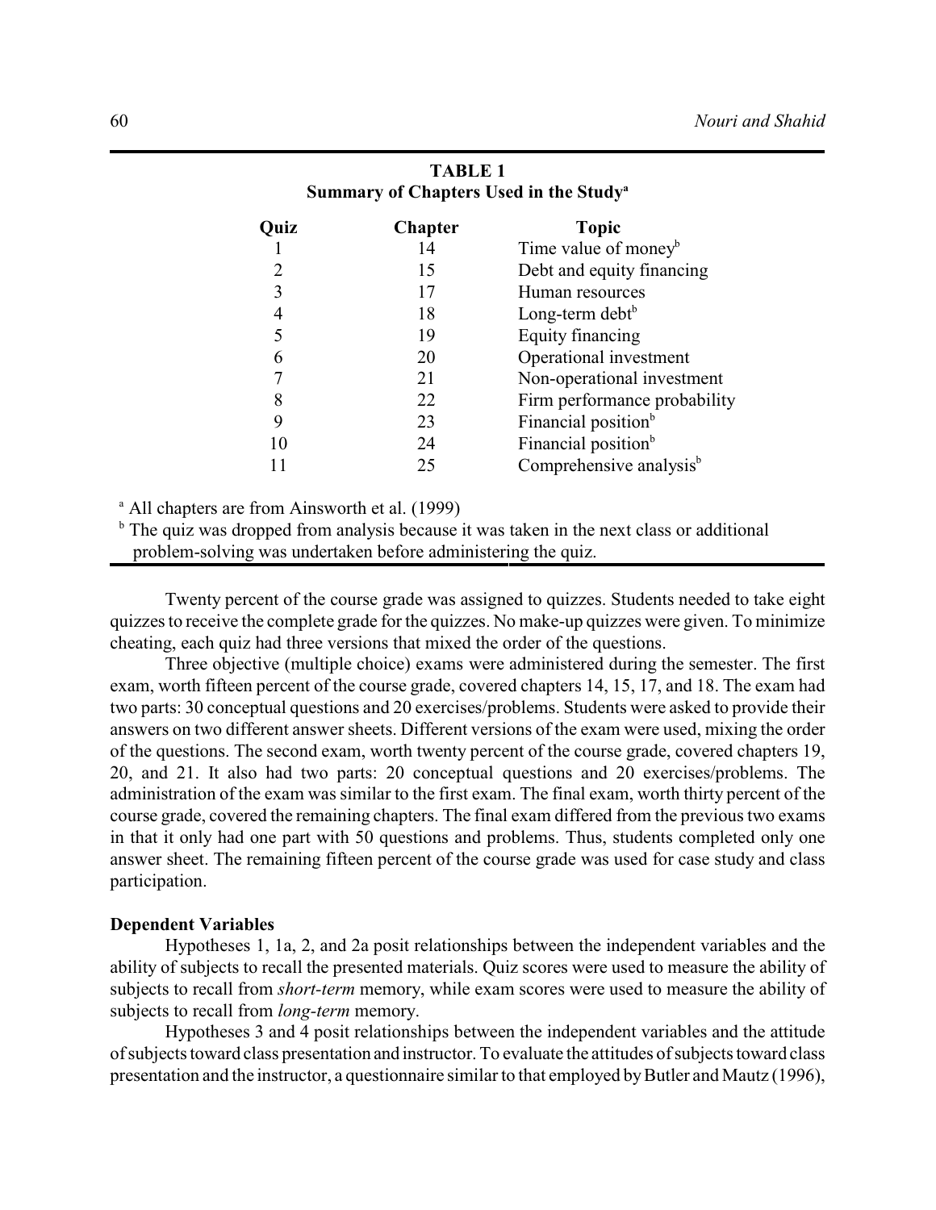**TABLE 1**
**Summary of Chapters Used in the Study[a]**

| Quiz | Chapter | Topic |
|---|---|---|
| 1 | 14 | Time value of money[b] |
| 2 | 15 | Debt and equity financing |
| 3 | 17 | Human resources |
| 4 | 18 | Long-term debt[b] |
| 5 | 19 | Equity financing |
| 6 | 20 | Operational investment |
| 7 | 21 | Non-operational investment |
| 8 | 22 | Firm performance probability |
| 9 | 23 | Financial position[b] |
| 10 | 24 | Financial position[b] |
| 11 | 25 | Comprehensive analysis[b] |

[a] All chapters are from Ainsworth et al. (1999)

[b] The quiz was dropped from analysis because it was taken in the next class or additional problem-solving was undertaken before administering the quiz.

Twenty percent of the course grade was assigned to quizzes. Students needed to take eight quizzes to receive the complete grade for the quizzes. No make-up quizzes were given. To minimize cheating, each quiz had three versions that mixed the order of the questions.

Three objective (multiple choice) exams were administered during the semester. The first exam, worth fifteen percent of the course grade, covered chapters 14, 15, 17, and 18. The exam had two parts: 30 conceptual questions and 20 exercises/problems. Students were asked to provide their answers on two different answer sheets. Different versions of the exam were used, mixing the order of the questions. The second exam, worth twenty percent of the course grade, covered chapters 19, 20, and 21. It also had two parts: 20 conceptual questions and 20 exercises/problems. The administration of the exam was similar to the first exam. The final exam, worth thirty percent of the course grade, covered the remaining chapters. The final exam differed from the previous two exams in that it only had one part with 50 questions and problems. Thus, students completed only one answer sheet. The remaining fifteen percent of the course grade was used for case study and class participation.

### Dependent Variables

Hypotheses 1, 1a, 2, and 2a posit relationships between the independent variables and the ability of subjects to recall the presented materials. Quiz scores were used to measure the ability of subjects to recall from *short-term* memory, while exam scores were used to measure the ability of subjects to recall from *long-term* memory.

Hypotheses 3 and 4 posit relationships between the independent variables and the attitude of subjects toward class presentation and instructor. To evaluate the attitudes of subjects toward class presentation and the instructor, a questionnaire similar to that employed by Butler and Mautz (1996),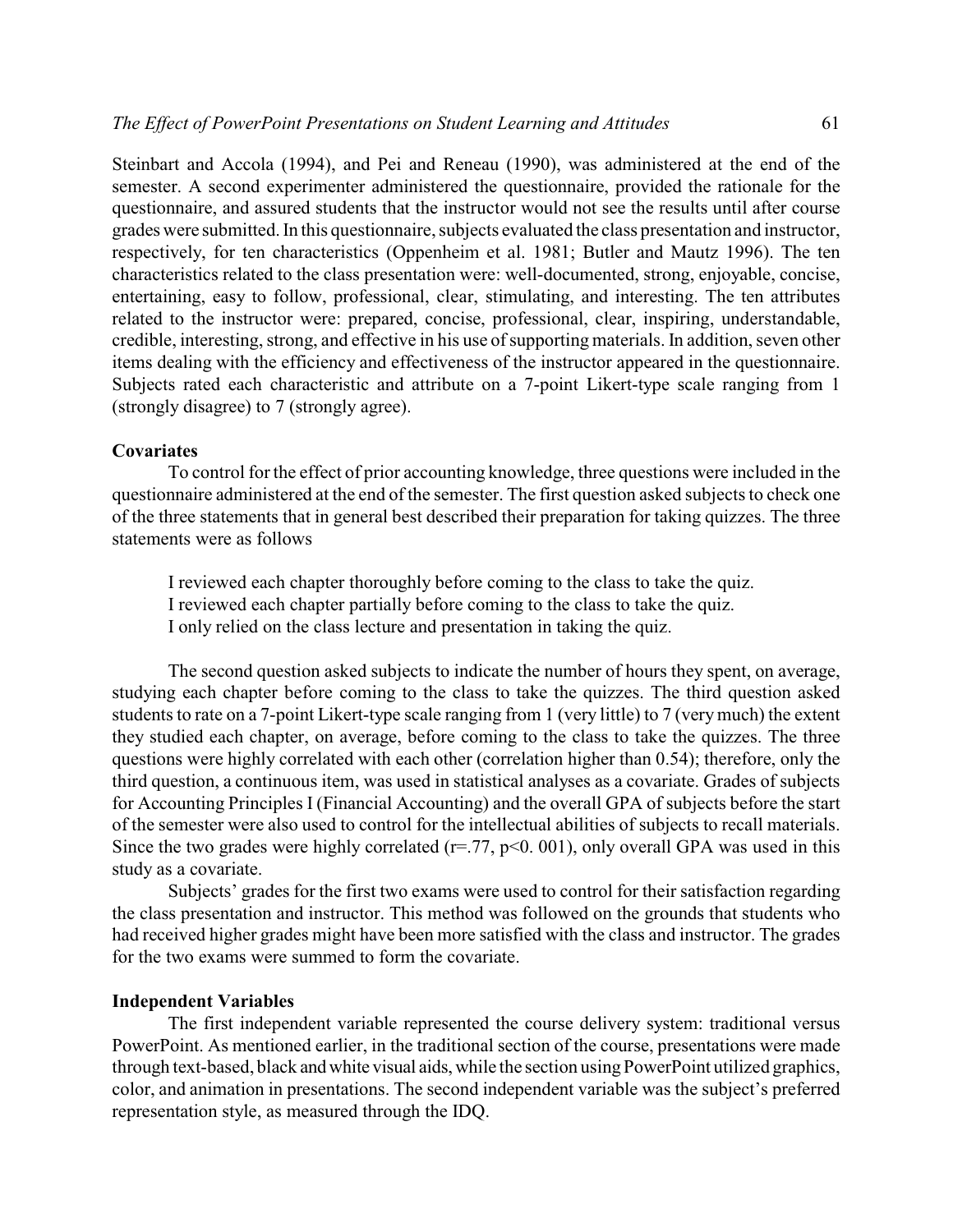Steinbart and Accola (1994), and Pei and Reneau (1990), was administered at the end of the semester. A second experimenter administered the questionnaire, provided the rationale for the questionnaire, and assured students that the instructor would not see the results until after course grades were submitted. In this questionnaire, subjects evaluated the class presentation and instructor, respectively, for ten characteristics (Oppenheim et al. 1981; Butler and Mautz 1996). The ten characteristics related to the class presentation were: well-documented, strong, enjoyable, concise, entertaining, easy to follow, professional, clear, stimulating, and interesting. The ten attributes related to the instructor were: prepared, concise, professional, clear, inspiring, understandable, credible, interesting, strong, and effective in his use of supporting materials. In addition, seven other items dealing with the efficiency and effectiveness of the instructor appeared in the questionnaire. Subjects rated each characteristic and attribute on a 7-point Likert-type scale ranging from 1 (strongly disagree) to 7 (strongly agree).

### Covariates

To control for the effect of prior accounting knowledge, three questions were included in the questionnaire administered at the end of the semester. The first question asked subjects to check one of the three statements that in general best described their preparation for taking quizzes. The three statements were as follows

I reviewed each chapter thoroughly before coming to the class to take the quiz.
I reviewed each chapter partially before coming to the class to take the quiz.
I only relied on the class lecture and presentation in taking the quiz.

The second question asked subjects to indicate the number of hours they spent, on average, studying each chapter before coming to the class to take the quizzes. The third question asked students to rate on a 7-point Likert-type scale ranging from 1 (very little) to 7 (very much) the extent they studied each chapter, on average, before coming to the class to take the quizzes. The three questions were highly correlated with each other (correlation higher than 0.54); therefore, only the third question, a continuous item, was used in statistical analyses as a covariate. Grades of subjects for Accounting Principles I (Financial Accounting) and the overall GPA of subjects before the start of the semester were also used to control for the intellectual abilities of subjects to recall materials. Since the two grades were highly correlated ($r=.77$, $p<0.001$), only overall GPA was used in this study as a covariate.

Subjects' grades for the first two exams were used to control for their satisfaction regarding the class presentation and instructor. This method was followed on the grounds that students who had received higher grades might have been more satisfied with the class and instructor. The grades for the two exams were summed to form the covariate.

### Independent Variables

The first independent variable represented the course delivery system: traditional versus PowerPoint. As mentioned earlier, in the traditional section of the course, presentations were made through text-based, black and white visual aids, while the section using PowerPoint utilized graphics, color, and animation in presentations. The second independent variable was the subject's preferred representation style, as measured through the IDQ.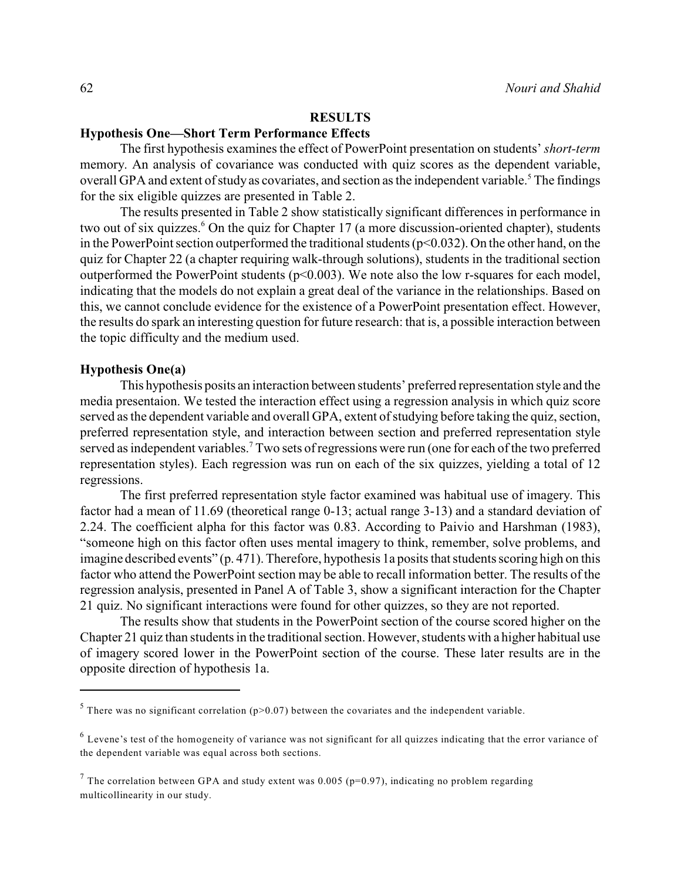## RESULTS

### Hypothesis One—Short Term Performance Effects

The first hypothesis examines the effect of PowerPoint presentation on students' *short-term* memory. An analysis of covariance was conducted with quiz scores as the dependent variable, overall GPA and extent of study as covariates, and section as the independent variable.[5] The findings for the six eligible quizzes are presented in Table 2.

The results presented in Table 2 show statistically significant differences in performance in two out of six quizzes.[6] On the quiz for Chapter 17 (a more discussion-oriented chapter), students in the PowerPoint section outperformed the traditional students ($p<0.032$). On the other hand, on the quiz for Chapter 22 (a chapter requiring walk-through solutions), students in the traditional section outperformed the PowerPoint students ($p<0.003$). We note also the low r-squares for each model, indicating that the models do not explain a great deal of the variance in the relationships. Based on this, we cannot conclude evidence for the existence of a PowerPoint presentation effect. However, the results do spark an interesting question for future research: that is, a possible interaction between the topic difficulty and the medium used.

### Hypothesis One(a)

This hypothesis posits an interaction between students' preferred representation style and the media presentaion. We tested the interaction effect using a regression analysis in which quiz score served as the dependent variable and overall GPA, extent of studying before taking the quiz, section, preferred representation style, and interaction between section and preferred representation style served as independent variables.[7] Two sets of regressions were run (one for each of the two preferred representation styles). Each regression was run on each of the six quizzes, yielding a total of 12 regressions.

The first preferred representation style factor examined was habitual use of imagery. This factor had a mean of 11.69 (theoretical range 0-13; actual range 3-13) and a standard deviation of 2.24. The coefficient alpha for this factor was 0.83. According to Paivio and Harshman (1983), "someone high on this factor often uses mental imagery to think, remember, solve problems, and imagine described events" (p. 471). Therefore, hypothesis 1a posits that students scoring high on this factor who attend the PowerPoint section may be able to recall information better. The results of the regression analysis, presented in Panel A of Table 3, show a significant interaction for the Chapter 21 quiz. No significant interactions were found for other quizzes, so they are not reported.

The results show that students in the PowerPoint section of the course scored higher on the Chapter 21 quiz than students in the traditional section. However, students with a higher habitual use of imagery scored lower in the PowerPoint section of the course. These later results are in the opposite direction of hypothesis 1a.

---

[5] There was no significant correlation ($p>0.07$) between the covariates and the independent variable.

[6] Levene's test of the homogeneity of variance was not significant for all quizzes indicating that the error variance of the dependent variable was equal across both sections.

[7] The correlation between GPA and study extent was 0.005 ($p=0.97$), indicating no problem regarding multicollinearity in our study.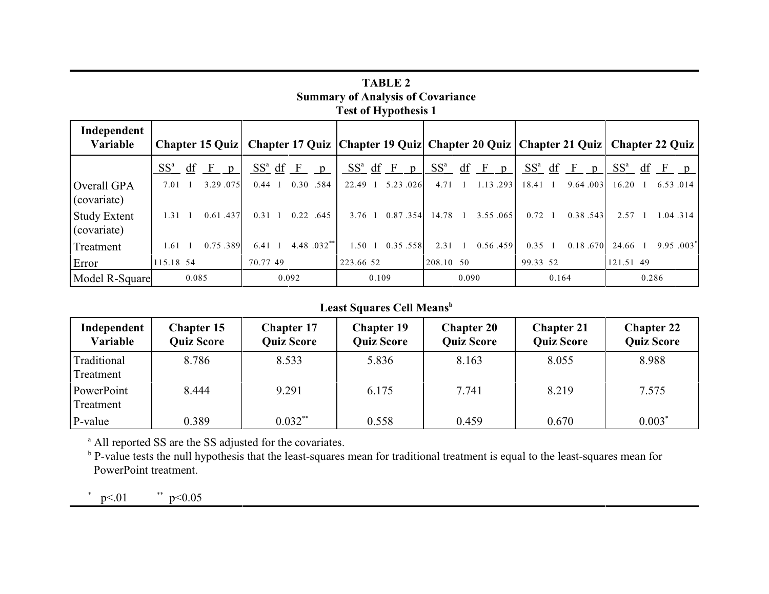**TABLE 2**
**Summary of Analysis of Covariance**
**Test of Hypothesis 1**

| Independent Variable | Chapter 15 Quiz | | | | Chapter 17 Quiz | | | | Chapter 19 Quiz | | | | Chapter 20 Quiz | | | | Chapter 21 Quiz | | | | Chapter 22 Quiz | | | |
|---|---|---|---|---|---|---|---|---|---|---|---|---|---|---|---|---|---|---|---|---|---|---|---|---|
| | SS[a] | df | F | p | SS[a] | df | F | p | SS[a] | df | F | p | SS[a] | df | F | p | SS[a] | df | F | p | SS[a] | df | F | p |
| Overall GPA (covariate) | 7.01 | 1 | 3.29 | .075 | 0.44 | 1 | 0.30 | .584 | 22.49 | 1 | 5.23 | .026 | 4.71 | 1 | 1.13 | .293 | 18.41 | 1 | 9.64 | .003 | 16.20 | 1 | 6.53 | .014 |
| Study Extent (covariate) | 1.31 | 1 | 0.61 | .437 | 0.31 | 1 | 0.22 | .645 | 3.76 | 1 | 0.87 | .354 | 14.78 | 1 | 3.55 | .065 | 0.72 | 1 | 0.38 | .543 | 2.57 | 1 | 1.04 | .314 |
| Treatment | 1.61 | 1 | 0.75 | .389 | 6.41 | 1 | 4.48 | .032** | 1.50 | 1 | 0.35 | .558 | 2.31 | 1 | 0.56 | .459 | 0.35 | 1 | 0.18 | .670 | 24.66 | 1 | 9.95 | .003* |
| Error | 115.18 | 54 | | | 70.77 | 49 | | | 223.66 | 52 | | | 208.10 | 50 | | | 99.33 | 52 | | | 121.51 | 49 | | |
| Model R-Square | 0.085 | | | | 0.092 | | | | 0.109 | | | | 0.090 | | | | 0.164 | | | | 0.286 | | | |

**Least Squares Cell Means[b]**

| Independent Variable | Chapter 15 Quiz Score | Chapter 17 Quiz Score | Chapter 19 Quiz Score | Chapter 20 Quiz Score | Chapter 21 Quiz Score | Chapter 22 Quiz Score |
|---|---|---|---|---|---|---|
| Traditional Treatment | 8.786 | 8.533 | 5.836 | 8.163 | 8.055 | 8.988 |
| PowerPoint Treatment | 8.444 | 9.291 | 6.175 | 7.741 | 8.219 | 7.575 |
| P-value | 0.389 | 0.032** | 0.558 | 0.459 | 0.670 | 0.003* |

[a] All reported SS are the SS adjusted for the covariates.

[b] P-value tests the null hypothesis that the least-squares mean for traditional treatment is equal to the least-squares mean for PowerPoint treatment.

\* $p<.01$ ** $p<0.05$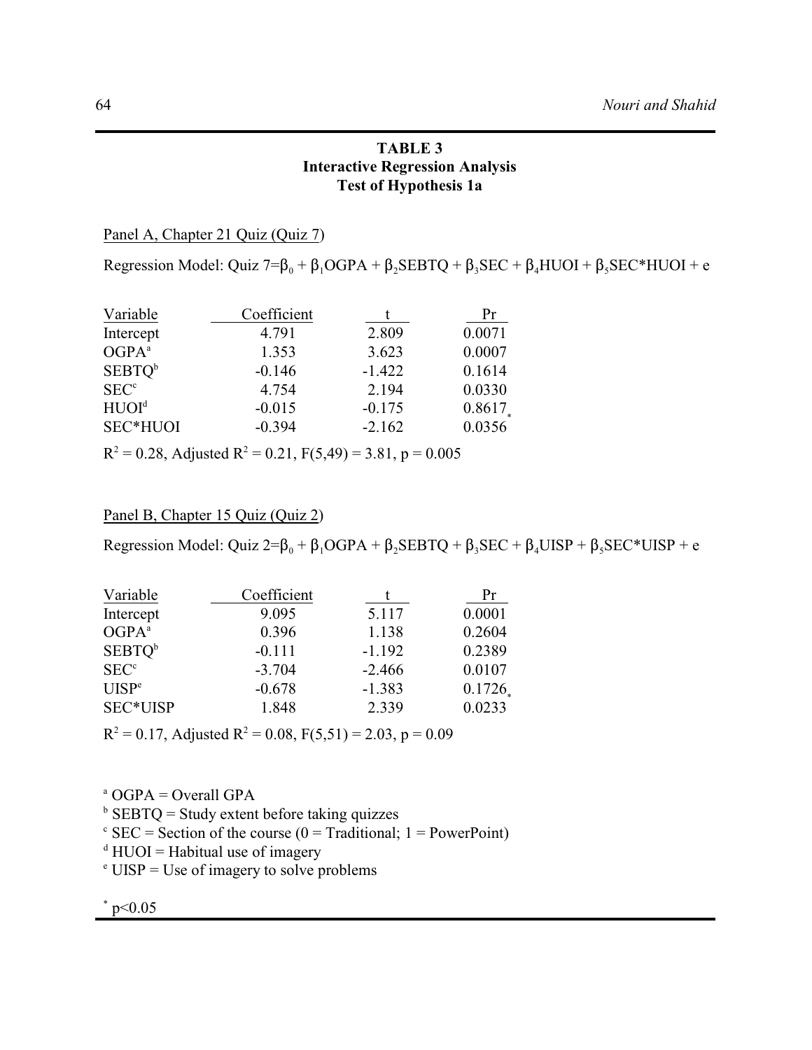**TABLE 3**
**Interactive Regression Analysis**
**Test of Hypothesis 1a**

Panel A, Chapter 21 Quiz (Quiz 7)

Regression Model: Quiz 7=$\beta_0 + \beta_1$OGPA + $\beta_2$SEBTQ + $\beta_3$SEC + $\beta_4$HUOI + $\beta_5$SEC*HUOI + e

| Variable | Coefficient | t | Pr |
|---|---|---|---|
| Intercept | 4.791 | 2.809 | 0.0071 |
| OGPA[a] | 1.353 | 3.623 | 0.0007 |
| SEBTQ[b] | -0.146 | -1.422 | 0.1614 |
| SEC[c] | 4.754 | 2.194 | 0.0330 |
| HUOI[d] | -0.015 | -0.175 | 0.8617[*] |
| SEC*HUOI | -0.394 | -2.162 | 0.0356 |

$R^2 = 0.28$, Adjusted $R^2 = 0.21$, $F(5,49) = 3.81$, $p = 0.005$

Panel B, Chapter 15 Quiz (Quiz 2)

Regression Model: Quiz 2=$\beta_0 + \beta_1$OGPA + $\beta_2$SEBTQ + $\beta_3$SEC + $\beta_4$UISP + $\beta_5$SEC*UISP + e

| Variable | Coefficient | t | Pr |
|---|---|---|---|
| Intercept | 9.095 | 5.117 | 0.0001 |
| OGPA[a] | 0.396 | 1.138 | 0.2604 |
| SEBTQ[b] | -0.111 | -1.192 | 0.2389 |
| SEC[c] | -3.704 | -2.466 | 0.0107 |
| UISP[e] | -0.678 | -1.383 | 0.1726[*] |
| SEC*UISP | 1.848 | 2.339 | 0.0233 |

$R^2 = 0.17$, Adjusted $R^2 = 0.08$, $F(5,51) = 2.03$, $p = 0.09$

[a] OGPA = Overall GPA
[b] SEBTQ = Study extent before taking quizzes
[c] SEC = Section of the course (0 = Traditional; 1 = PowerPoint)
[d] HUOI = Habitual use of imagery
[e] UISP = Use of imagery to solve problems

[*] $p<0.05$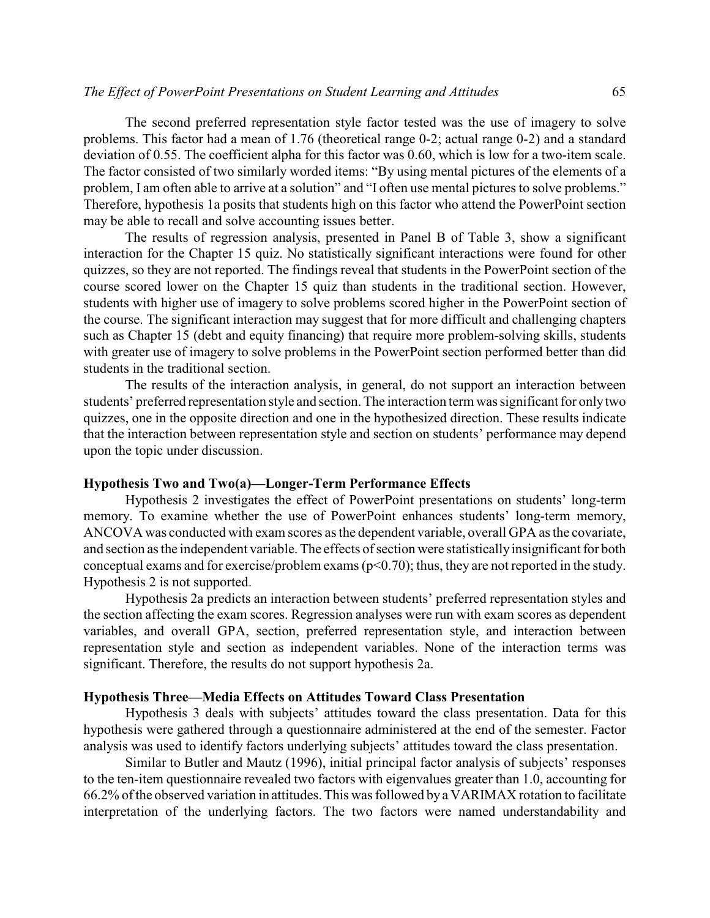The second preferred representation style factor tested was the use of imagery to solve problems. This factor had a mean of 1.76 (theoretical range 0-2; actual range 0-2) and a standard deviation of 0.55. The coefficient alpha for this factor was 0.60, which is low for a two-item scale. The factor consisted of two similarly worded items: "By using mental pictures of the elements of a problem, I am often able to arrive at a solution" and "I often use mental pictures to solve problems." Therefore, hypothesis 1a posits that students high on this factor who attend the PowerPoint section may be able to recall and solve accounting issues better.

The results of regression analysis, presented in Panel B of Table 3, show a significant interaction for the Chapter 15 quiz. No statistically significant interactions were found for other quizzes, so they are not reported. The findings reveal that students in the PowerPoint section of the course scored lower on the Chapter 15 quiz than students in the traditional section. However, students with higher use of imagery to solve problems scored higher in the PowerPoint section of the course. The significant interaction may suggest that for more difficult and challenging chapters such as Chapter 15 (debt and equity financing) that require more problem-solving skills, students with greater use of imagery to solve problems in the PowerPoint section performed better than did students in the traditional section.

The results of the interaction analysis, in general, do not support an interaction between students' preferred representation style and section. The interaction term was significant for only two quizzes, one in the opposite direction and one in the hypothesized direction. These results indicate that the interaction between representation style and section on students' performance may depend upon the topic under discussion.

### Hypothesis Two and Two(a)—Longer-Term Performance Effects

Hypothesis 2 investigates the effect of PowerPoint presentations on students' long-term memory. To examine whether the use of PowerPoint enhances students' long-term memory, ANCOVA was conducted with exam scores as the dependent variable, overall GPA as the covariate, and section as the independent variable. The effects of section were statistically insignificant for both conceptual exams and for exercise/problem exams ($p<0.70$); thus, they are not reported in the study. Hypothesis 2 is not supported.

Hypothesis 2a predicts an interaction between students' preferred representation styles and the section affecting the exam scores. Regression analyses were run with exam scores as dependent variables, and overall GPA, section, preferred representation style, and interaction between representation style and section as independent variables. None of the interaction terms was significant. Therefore, the results do not support hypothesis 2a.

### Hypothesis Three—Media Effects on Attitudes Toward Class Presentation

Hypothesis 3 deals with subjects' attitudes toward the class presentation. Data for this hypothesis were gathered through a questionnaire administered at the end of the semester. Factor analysis was used to identify factors underlying subjects' attitudes toward the class presentation.

Similar to Butler and Mautz (1996), initial principal factor analysis of subjects' responses to the ten-item questionnaire revealed two factors with eigenvalues greater than 1.0, accounting for 66.2% of the observed variation in attitudes. This was followed by a VARIMAX rotation to facilitate interpretation of the underlying factors. The two factors were named understandability and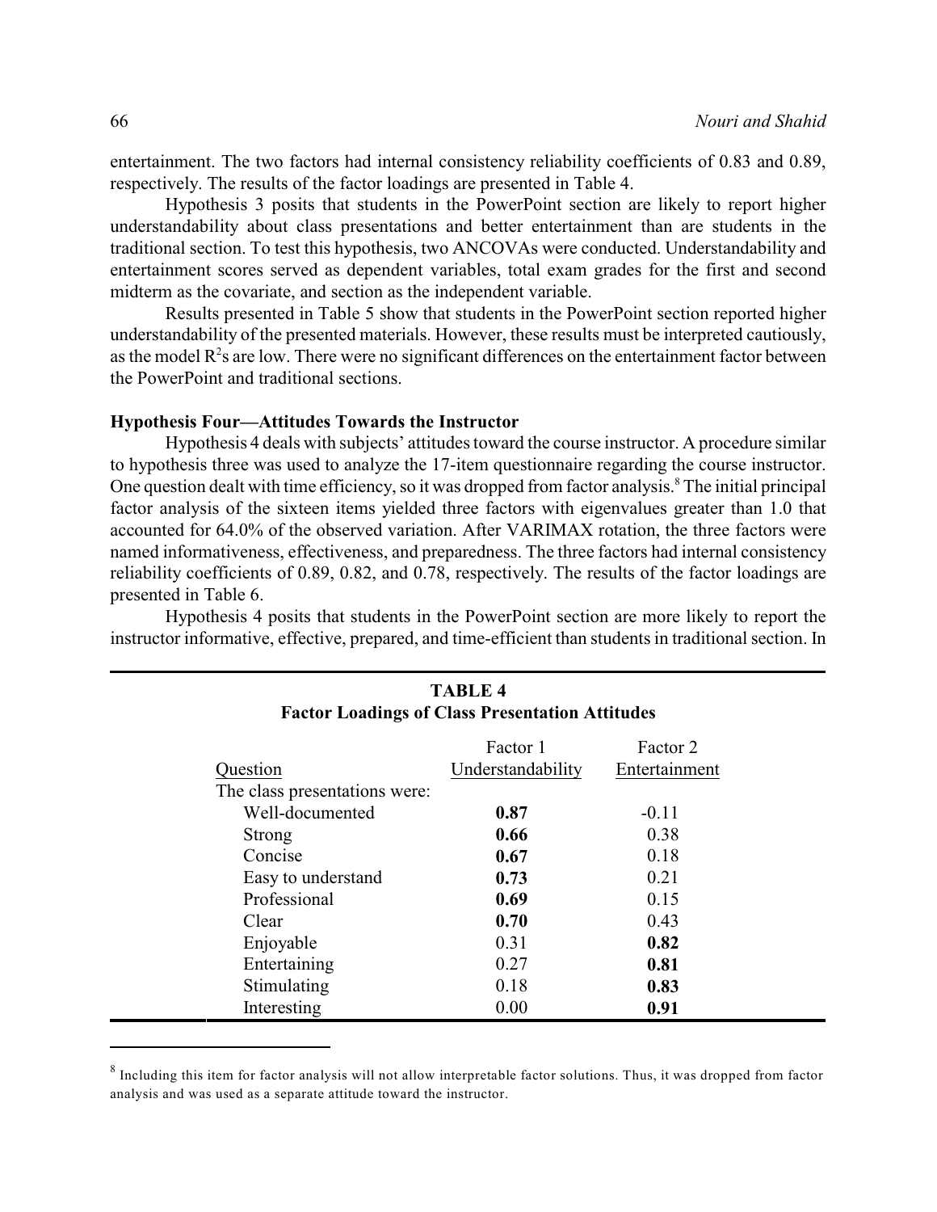entertainment. The two factors had internal consistency reliability coefficients of 0.83 and 0.89, respectively. The results of the factor loadings are presented in Table 4.

Hypothesis 3 posits that students in the PowerPoint section are likely to report higher understandability about class presentations and better entertainment than are students in the traditional section. To test this hypothesis, two ANCOVAs were conducted. Understandability and entertainment scores served as dependent variables, total exam grades for the first and second midterm as the covariate, and section as the independent variable.

Results presented in Table 5 show that students in the PowerPoint section reported higher understandability of the presented materials. However, these results must be interpreted cautiously, as the model $R^2$s are low. There were no significant differences on the entertainment factor between the PowerPoint and traditional sections.

### Hypothesis Four—Attitudes Towards the Instructor

Hypothesis 4 deals with subjects' attitudes toward the course instructor. A procedure similar to hypothesis three was used to analyze the 17-item questionnaire regarding the course instructor. One question dealt with time efficiency, so it was dropped from factor analysis.[8] The initial principal factor analysis of the sixteen items yielded three factors with eigenvalues greater than 1.0 that accounted for 64.0% of the observed variation. After VARIMAX rotation, the three factors were named informativeness, effectiveness, and preparedness. The three factors had internal consistency reliability coefficients of 0.89, 0.82, and 0.78, respectively. The results of the factor loadings are presented in Table 6.

Hypothesis 4 posits that students in the PowerPoint section are more likely to report the instructor informative, effective, prepared, and time-efficient than students in traditional section. In

**TABLE 4**
**Factor Loadings of Class Presentation Attitudes**

| Question | Factor 1 Understandability | Factor 2 Entertainment |
|---|---|---|
| The class presentations were: | | |
| Well-documented | **0.87** | -0.11 |
| Strong | **0.66** | 0.38 |
| Concise | **0.67** | 0.18 |
| Easy to understand | **0.73** | 0.21 |
| Professional | **0.69** | 0.15 |
| Clear | **0.70** | 0.43 |
| Enjoyable | 0.31 | **0.82** |
| Entertaining | 0.27 | **0.81** |
| Stimulating | 0.18 | **0.83** |
| Interesting | 0.00 | **0.91** |

[8] Including this item for factor analysis will not allow interpretable factor solutions. Thus, it was dropped from factor analysis and was used as a separate attitude toward the instructor.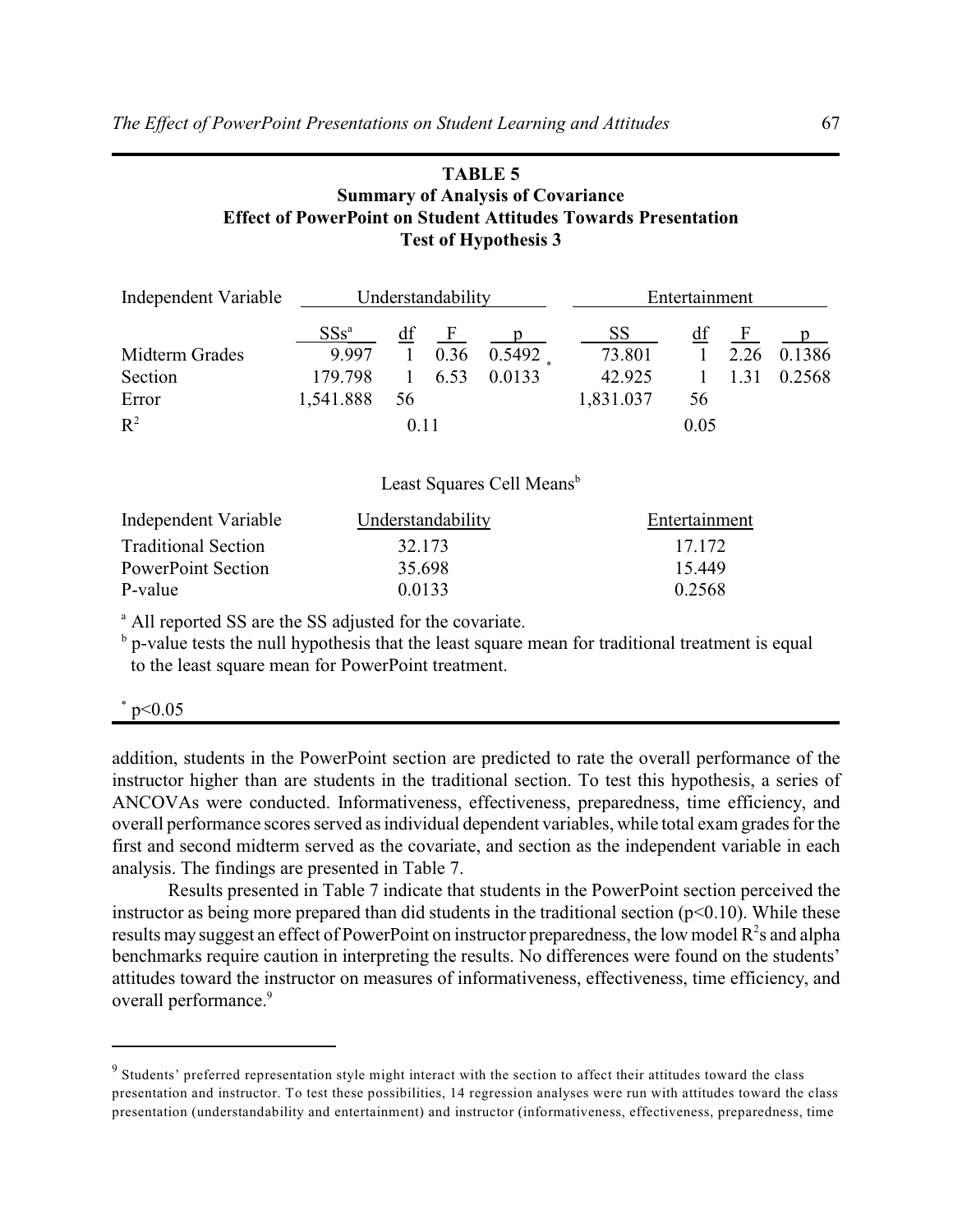**TABLE 5**
**Summary of Analysis of Covariance**
**Effect of PowerPoint on Student Attitudes Towards Presentation**
**Test of Hypothesis 3**

| Independent Variable | Understandability | | | | Entertainment | | | |
|---|---|---|---|---|---|---|---|---|
| | SSs[a] | df | F | p | SS | df | F | p |
| Midterm Grades | 9.997 | 1 | 0.36 | 0.5492 | 73.801 | 1 | 2.26 | 0.1386 |
| Section | 179.798 | 1 | 6.53 | 0.0133* | 42.925 | 1 | 1.31 | 0.2568 |
| Error | 1,541.888 | 56 | | | 1,831.037 | 56 | | |
| $R^2$ | | 0.11 | | | | 0.05 | | |

Least Squares Cell Means[b]

| Independent Variable | Understandability | Entertainment |
|---|---|---|
| Traditional Section | 32.173 | 17.172 |
| PowerPoint Section | 35.698 | 15.449 |
| P-value | 0.0133 | 0.2568 |

[a] All reported SS are the SS adjusted for the covariate.
[b] p-value tests the null hypothesis that the least square mean for traditional treatment is equal to the least square mean for PowerPoint treatment.

* $p<0.05$

addition, students in the PowerPoint section are predicted to rate the overall performance of the instructor higher than are students in the traditional section. To test this hypothesis, a series of ANCOVAs were conducted. Informativeness, effectiveness, preparedness, time efficiency, and overall performance scores served as individual dependent variables, while total exam grades for the first and second midterm served as the covariate, and section as the independent variable in each analysis. The findings are presented in Table 7.

Results presented in Table 7 indicate that students in the PowerPoint section perceived the instructor as being more prepared than did students in the traditional section ($p<0.10$). While these results may suggest an effect of PowerPoint on instructor preparedness, the low model $R^2$s and alpha benchmarks require caution in interpreting the results. No differences were found on the students' attitudes toward the instructor on measures of informativeness, effectiveness, time efficiency, and overall performance.[9]

[9] Students' preferred representation style might interact with the section to affect their attitudes toward the class presentation and instructor. To test these possibilities, 14 regression analyses were run with attitudes toward the class presentation (understandability and entertainment) and instructor (informativeness, effectiveness, preparedness, time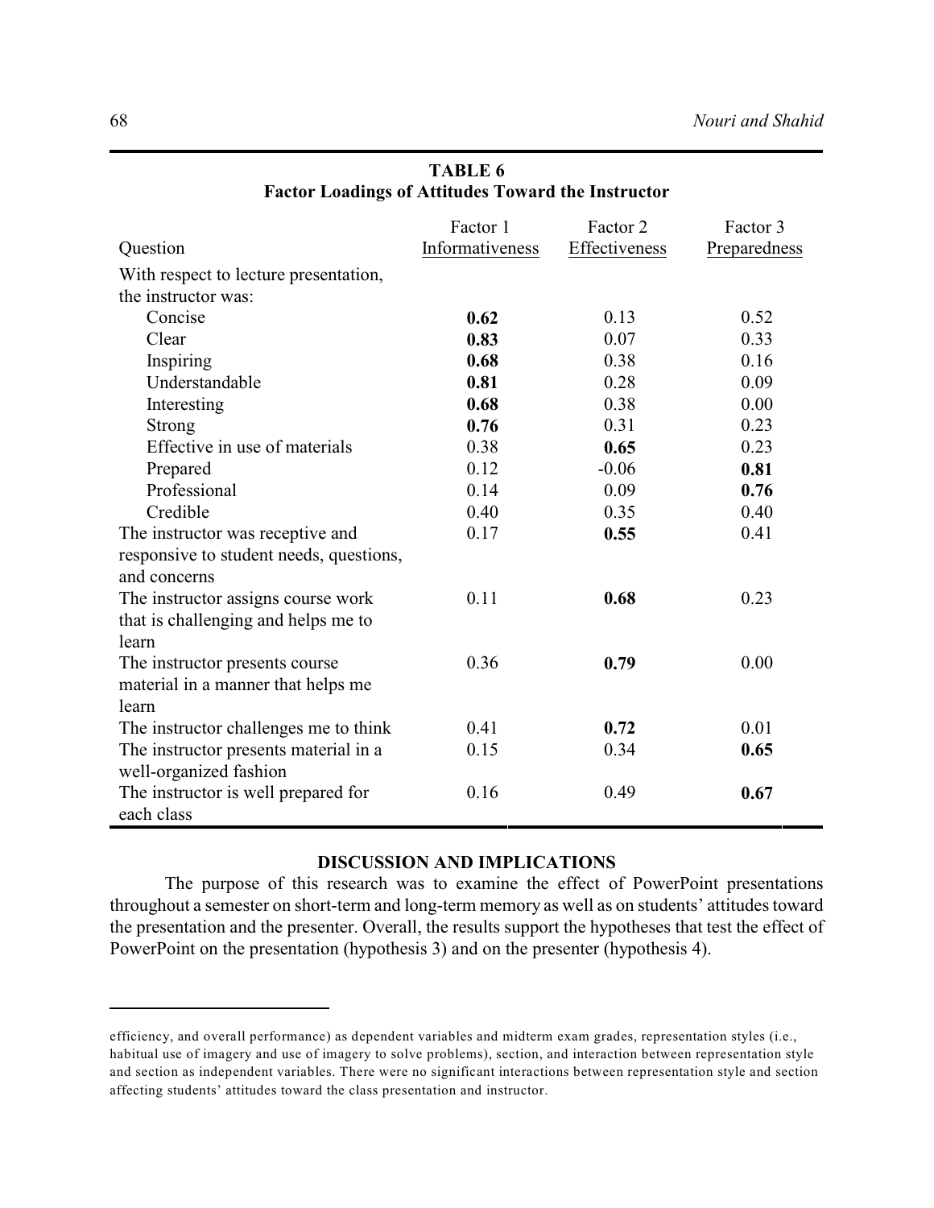**TABLE 6**
**Factor Loadings of Attitudes Toward the Instructor**

| Question | Factor 1 Informativeness | Factor 2 Effectiveness | Factor 3 Preparedness |
|---|---|---|---|
| With respect to lecture presentation, the instructor was: | | | |
| Concise | **0.62** | 0.13 | 0.52 |
| Clear | **0.83** | 0.07 | 0.33 |
| Inspiring | **0.68** | 0.38 | 0.16 |
| Understandable | **0.81** | 0.28 | 0.09 |
| Interesting | **0.68** | 0.38 | 0.00 |
| Strong | **0.76** | 0.31 | 0.23 |
| Effective in use of materials | 0.38 | **0.65** | 0.23 |
| Prepared | 0.12 | -0.06 | **0.81** |
| Professional | 0.14 | 0.09 | **0.76** |
| Credible | 0.40 | 0.35 | 0.40 |
| The instructor was receptive and responsive to student needs, questions, and concerns | 0.17 | **0.55** | 0.41 |
| The instructor assigns course work that is challenging and helps me to learn | 0.11 | **0.68** | 0.23 |
| The instructor presents course material in a manner that helps me learn | 0.36 | **0.79** | 0.00 |
| The instructor challenges me to think | 0.41 | **0.72** | 0.01 |
| The instructor presents material in a well-organized fashion | 0.15 | 0.34 | **0.65** |
| The instructor is well prepared for each class | 0.16 | 0.49 | **0.67** |

## DISCUSSION AND IMPLICATIONS

The purpose of this research was to examine the effect of PowerPoint presentations throughout a semester on short-term and long-term memory as well as on students' attitudes toward the presentation and the presenter. Overall, the results support the hypotheses that test the effect of PowerPoint on the presentation (hypothesis 3) and on the presenter (hypothesis 4).

---

efficiency, and overall performance) as dependent variables and midterm exam grades, representation styles (i.e., habitual use of imagery and use of imagery to solve problems), section, and interaction between representation style and section as independent variables. There were no significant interactions between representation style and section affecting students' attitudes toward the class presentation and instructor.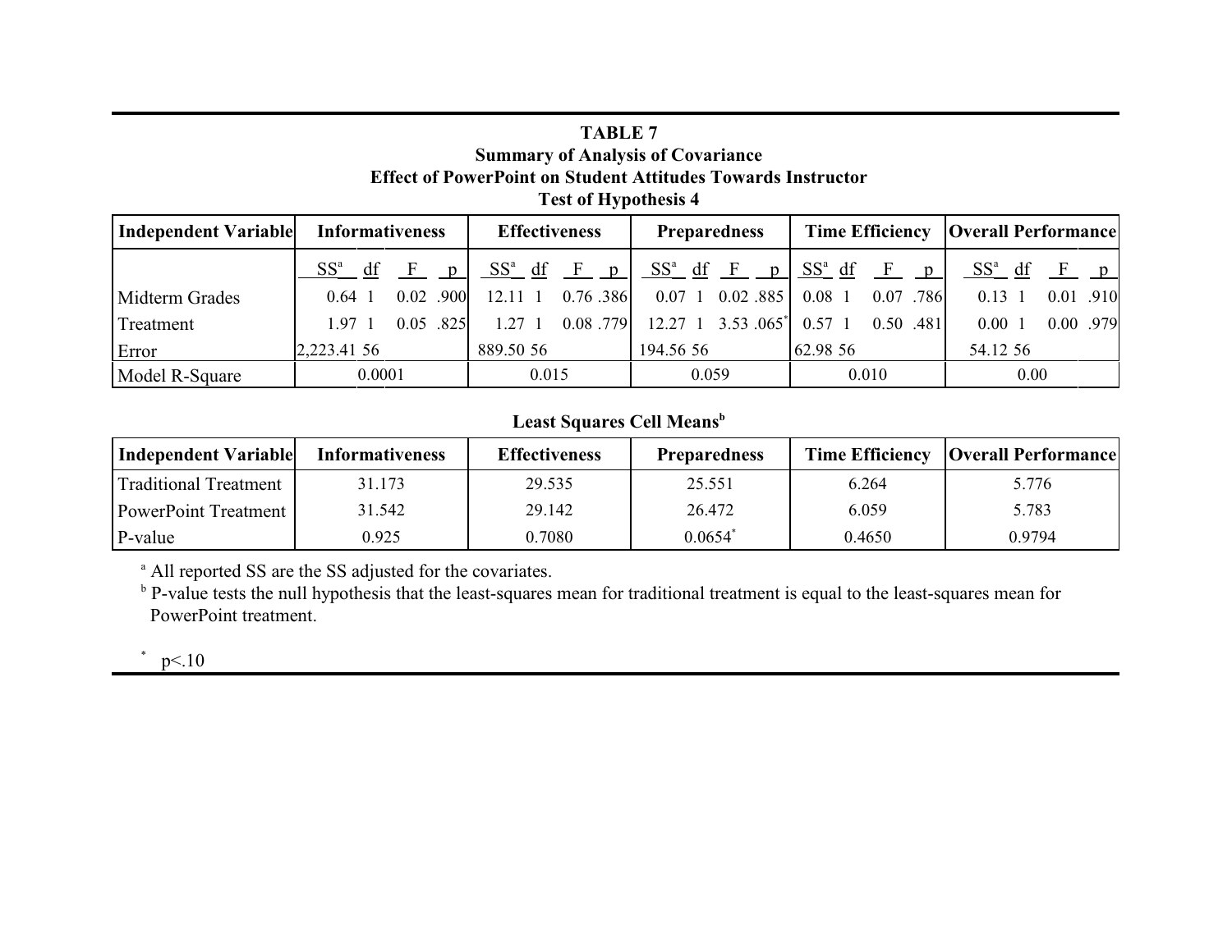**TABLE 7**
**Summary of Analysis of Covariance**
**Effect of PowerPoint on Student Attitudes Towards Instructor**
**Test of Hypothesis 4**

| Independent Variable | Informativeness | | | | Effectiveness | | | | Preparedness | | | | Time Efficiency | | | | Overall Performance | | | |
|---|---|---|---|---|---|---|---|---|---|---|---|---|---|---|---|---|---|---|---|---|
| | SS[a] | df | F | p | SS[a] | df | F | p | SS[a] | df | F | p | SS[a] | df | F | p | SS[a] | df | F | p |
| Midterm Grades | 0.64 | 1 | 0.02 | .900 | 12.11 | 1 | 0.76 | .386 | 0.07 | 1 | 0.02 | .885 | 0.08 | 1 | 0.07 | .786 | 0.13 | 1 | 0.01 | .910 |
| Treatment | 1.97 | 1 | 0.05 | .825 | 1.27 | 1 | 0.08 | .779 | 12.27 | 1 | 3.53 | .065* | 0.57 | 1 | 0.50 | .481 | 0.00 | 1 | 0.00 | .979 |
| Error | 2,223.41 | 56 | | | 889.50 | 56 | | | 194.56 | 56 | | | 62.98 | 56 | | | 54.12 | 56 | | |
| Model R-Square | 0.0001 | | | | 0.015 | | | | 0.059 | | | | 0.010 | | | | 0.00 | | | |

**Least Squares Cell Means[b]**

| Independent Variable | Informativeness | Effectiveness | Preparedness | Time Efficiency | Overall Performance |
|---|---|---|---|---|---|
| Traditional Treatment | 31.173 | 29.535 | 25.551 | 6.264 | 5.776 |
| PowerPoint Treatment | 31.542 | 29.142 | 26.472 | 6.059 | 5.783 |
| P-value | 0.925 | 0.7080 | 0.0654* | 0.4650 | 0.9794 |

[a] All reported SS are the SS adjusted for the covariates.
[b] P-value tests the null hypothesis that the least-squares mean for traditional treatment is equal to the least-squares mean for PowerPoint treatment.

* $p<.10$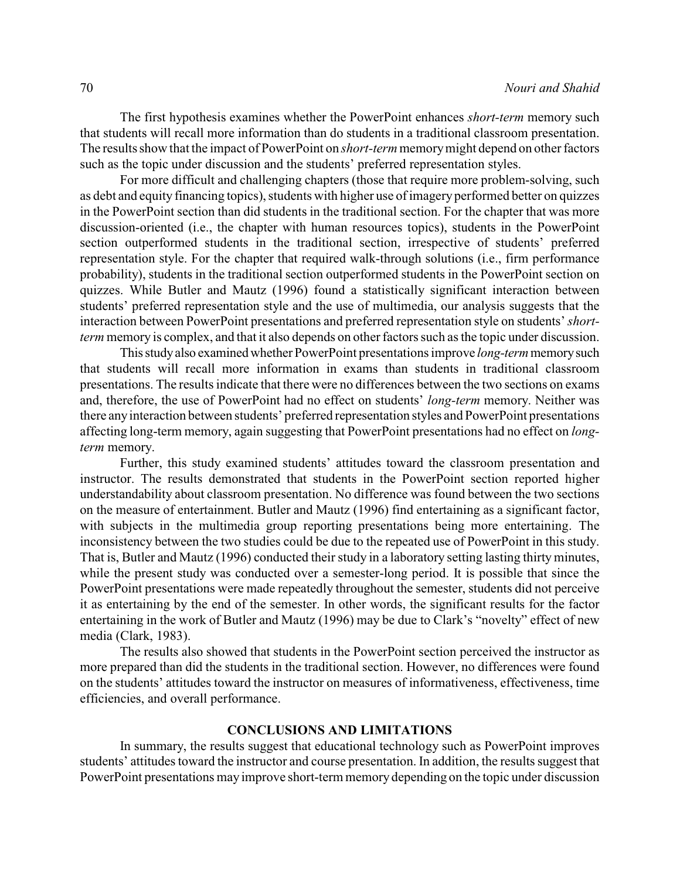The first hypothesis examines whether the PowerPoint enhances *short-term* memory such that students will recall more information than do students in a traditional classroom presentation. The results show that the impact of PowerPoint on *short-term* memory might depend on other factors such as the topic under discussion and the students' preferred representation styles.

For more difficult and challenging chapters (those that require more problem-solving, such as debt and equity financing topics), students with higher use of imagery performed better on quizzes in the PowerPoint section than did students in the traditional section. For the chapter that was more discussion-oriented (i.e., the chapter with human resources topics), students in the PowerPoint section outperformed students in the traditional section, irrespective of students' preferred representation style. For the chapter that required walk-through solutions (i.e., firm performance probability), students in the traditional section outperformed students in the PowerPoint section on quizzes. While Butler and Mautz (1996) found a statistically significant interaction between students' preferred representation style and the use of multimedia, our analysis suggests that the interaction between PowerPoint presentations and preferred representation style on students' *short-term* memory is complex, and that it also depends on other factors such as the topic under discussion.

This study also examined whether PowerPoint presentations improve *long-term* memory such that students will recall more information in exams than students in traditional classroom presentations. The results indicate that there were no differences between the two sections on exams and, therefore, the use of PowerPoint had no effect on students' *long-term* memory. Neither was there any interaction between students' preferred representation styles and PowerPoint presentations affecting long-term memory, again suggesting that PowerPoint presentations had no effect on *long-term* memory.

Further, this study examined students' attitudes toward the classroom presentation and instructor. The results demonstrated that students in the PowerPoint section reported higher understandability about classroom presentation. No difference was found between the two sections on the measure of entertainment. Butler and Mautz (1996) find entertaining as a significant factor, with subjects in the multimedia group reporting presentations being more entertaining. The inconsistency between the two studies could be due to the repeated use of PowerPoint in this study. That is, Butler and Mautz (1996) conducted their study in a laboratory setting lasting thirty minutes, while the present study was conducted over a semester-long period. It is possible that since the PowerPoint presentations were made repeatedly throughout the semester, students did not perceive it as entertaining by the end of the semester. In other words, the significant results for the factor entertaining in the work of Butler and Mautz (1996) may be due to Clark's "novelty" effect of new media (Clark, 1983).

The results also showed that students in the PowerPoint section perceived the instructor as more prepared than did the students in the traditional section. However, no differences were found on the students' attitudes toward the instructor on measures of informativeness, effectiveness, time efficiencies, and overall performance.

## CONCLUSIONS AND LIMITATIONS

In summary, the results suggest that educational technology such as PowerPoint improves students' attitudes toward the instructor and course presentation. In addition, the results suggest that PowerPoint presentations may improve short-term memory depending on the topic under discussion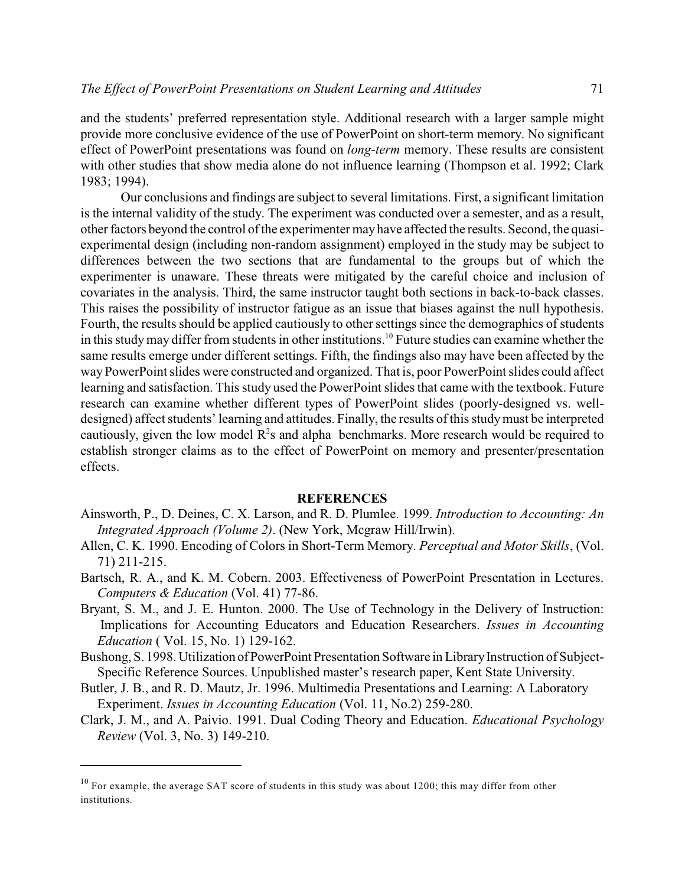and the students' preferred representation style. Additional research with a larger sample might provide more conclusive evidence of the use of PowerPoint on short-term memory. No significant effect of PowerPoint presentations was found on *long-term* memory. These results are consistent with other studies that show media alone do not influence learning (Thompson et al. 1992; Clark 1983; 1994).

Our conclusions and findings are subject to several limitations. First, a significant limitation is the internal validity of the study. The experiment was conducted over a semester, and as a result, other factors beyond the control of the experimenter may have affected the results. Second, the quasi-experimental design (including non-random assignment) employed in the study may be subject to differences between the two sections that are fundamental to the groups but of which the experimenter is unaware. These threats were mitigated by the careful choice and inclusion of covariates in the analysis. Third, the same instructor taught both sections in back-to-back classes. This raises the possibility of instructor fatigue as an issue that biases against the null hypothesis. Fourth, the results should be applied cautiously to other settings since the demographics of students in this study may differ from students in other institutions.[10] Future studies can examine whether the same results emerge under different settings. Fifth, the findings also may have been affected by the way PowerPoint slides were constructed and organized. That is, poor PowerPoint slides could affect learning and satisfaction. This study used the PowerPoint slides that came with the textbook. Future research can examine whether different types of PowerPoint slides (poorly-designed vs. well-designed) affect students' learning and attitudes. Finally, the results of this study must be interpreted cautiously, given the low model $R^2$s and alpha benchmarks. More research would be required to establish stronger claims as to the effect of PowerPoint on memory and presenter/presentation effects.

## REFERENCES

Ainsworth, P., D. Deines, C. X. Larson, and R. D. Plumlee. 1999. *Introduction to Accounting: An Integrated Approach (Volume 2)*. (New York, Mcgraw Hill/Irwin).

Allen, C. K. 1990. Encoding of Colors in Short-Term Memory. *Perceptual and Motor Skills*, (Vol. 71) 211-215.

Bartsch, R. A., and K. M. Cobern. 2003. Effectiveness of PowerPoint Presentation in Lectures. *Computers & Education* (Vol. 41) 77-86.

Bryant, S. M., and J. E. Hunton. 2000. The Use of Technology in the Delivery of Instruction: Implications for Accounting Educators and Education Researchers. *Issues in Accounting Education* ( Vol. 15, No. 1) 129-162.

Bushong, S. 1998. Utilization of PowerPoint Presentation Software in Library Instruction of Subject-Specific Reference Sources. Unpublished master's research paper, Kent State University.

Butler, J. B., and R. D. Mautz, Jr. 1996. Multimedia Presentations and Learning: A Laboratory Experiment. *Issues in Accounting Education* (Vol. 11, No.2) 259-280.

Clark, J. M., and A. Paivio. 1991. Dual Coding Theory and Education. *Educational Psychology Review* (Vol. 3, No. 3) 149-210.

---

[10] For example, the average SAT score of students in this study was about 1200; this may differ from other institutions.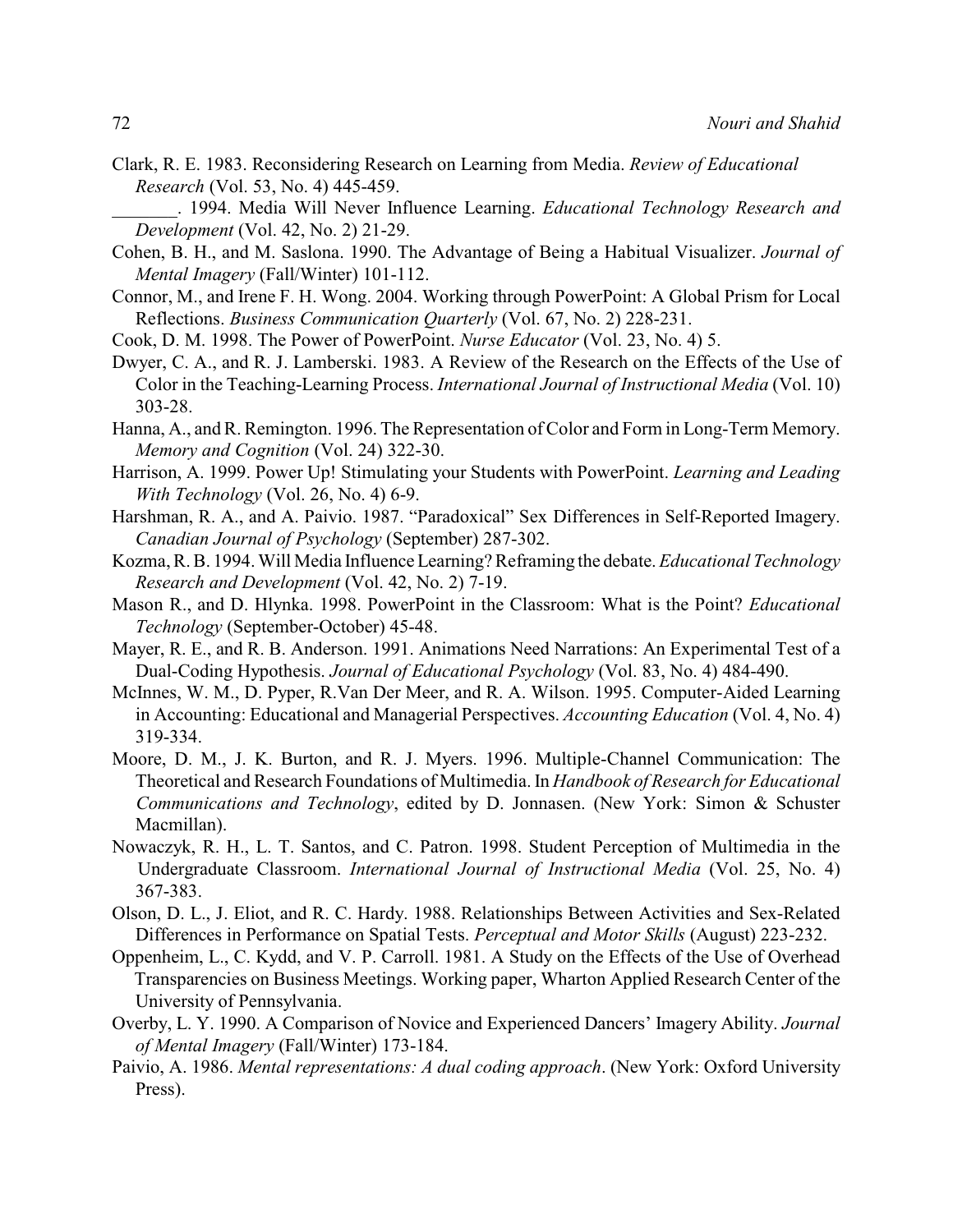Clark, R. E. 1983. Reconsidering Research on Learning from Media. *Review of Educational Research* (Vol. 53, No. 4) 445-459.

_______. 1994. Media Will Never Influence Learning. *Educational Technology Research and Development* (Vol. 42, No. 2) 21-29.

Cohen, B. H., and M. Saslona. 1990. The Advantage of Being a Habitual Visualizer. *Journal of Mental Imagery* (Fall/Winter) 101-112.

Connor, M., and Irene F. H. Wong. 2004. Working through PowerPoint: A Global Prism for Local Reflections. *Business Communication Quarterly* (Vol. 67, No. 2) 228-231.

Cook, D. M. 1998. The Power of PowerPoint. *Nurse Educator* (Vol. 23, No. 4) 5.

Dwyer, C. A., and R. J. Lamberski. 1983. A Review of the Research on the Effects of the Use of Color in the Teaching-Learning Process. *International Journal of Instructional Media* (Vol. 10) 303-28.

Hanna, A., and R. Remington. 1996. The Representation of Color and Form in Long-Term Memory. *Memory and Cognition* (Vol. 24) 322-30.

Harrison, A. 1999. Power Up! Stimulating your Students with PowerPoint. *Learning and Leading With Technology* (Vol. 26, No. 4) 6-9.

Harshman, R. A., and A. Paivio. 1987. "Paradoxical" Sex Differences in Self-Reported Imagery. *Canadian Journal of Psychology* (September) 287-302.

Kozma, R. B. 1994. Will Media Influence Learning? Reframing the debate. *Educational Technology Research and Development* (Vol. 42, No. 2) 7-19.

Mason R., and D. Hlynka. 1998. PowerPoint in the Classroom: What is the Point? *Educational Technology* (September-October) 45-48.

Mayer, R. E., and R. B. Anderson. 1991. Animations Need Narrations: An Experimental Test of a Dual-Coding Hypothesis. *Journal of Educational Psychology* (Vol. 83, No. 4) 484-490.

McInnes, W. M., D. Pyper, R.Van Der Meer, and R. A. Wilson. 1995. Computer-Aided Learning in Accounting: Educational and Managerial Perspectives. *Accounting Education* (Vol. 4, No. 4) 319-334.

Moore, D. M., J. K. Burton, and R. J. Myers. 1996. Multiple-Channel Communication: The Theoretical and Research Foundations of Multimedia. In *Handbook of Research for Educational Communications and Technology*, edited by D. Jonnasen. (New York: Simon & Schuster Macmillan).

Nowaczyk, R. H., L. T. Santos, and C. Patron. 1998. Student Perception of Multimedia in the Undergraduate Classroom. *International Journal of Instructional Media* (Vol. 25, No. 4) 367-383.

Olson, D. L., J. Eliot, and R. C. Hardy. 1988. Relationships Between Activities and Sex-Related Differences in Performance on Spatial Tests. *Perceptual and Motor Skills* (August) 223-232.

Oppenheim, L., C. Kydd, and V. P. Carroll. 1981. A Study on the Effects of the Use of Overhead Transparencies on Business Meetings. Working paper, Wharton Applied Research Center of the University of Pennsylvania.

Overby, L. Y. 1990. A Comparison of Novice and Experienced Dancers' Imagery Ability. *Journal of Mental Imagery* (Fall/Winter) 173-184.

Paivio, A. 1986. *Mental representations: A dual coding approach*. (New York: Oxford University Press).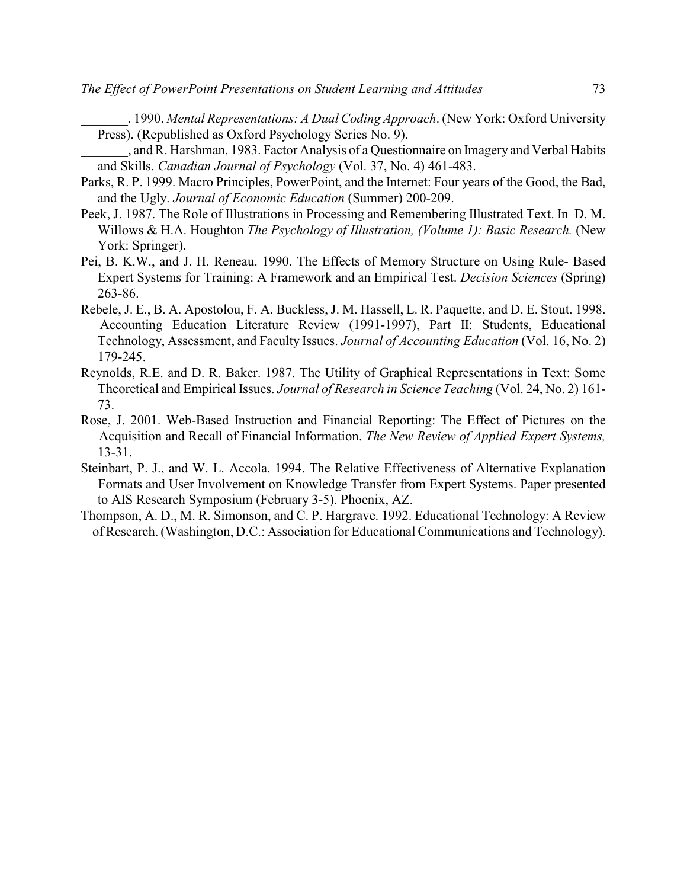_______. 1990. *Mental Representations: A Dual Coding Approach*. (New York: Oxford University Press). (Republished as Oxford Psychology Series No. 9).

_______, and R. Harshman. 1983. Factor Analysis of a Questionnaire on Imagery and Verbal Habits and Skills. *Canadian Journal of Psychology* (Vol. 37, No. 4) 461-483.

Parks, R. P. 1999. Macro Principles, PowerPoint, and the Internet: Four years of the Good, the Bad, and the Ugly. *Journal of Economic Education* (Summer) 200-209.

Peek, J. 1987. The Role of Illustrations in Processing and Remembering Illustrated Text. In D. M. Willows & H.A. Houghton *The Psychology of Illustration, (Volume 1): Basic Research.* (New York: Springer).

Pei, B. K.W., and J. H. Reneau. 1990. The Effects of Memory Structure on Using Rule- Based Expert Systems for Training: A Framework and an Empirical Test. *Decision Sciences* (Spring) 263-86.

Rebele, J. E., B. A. Apostolou, F. A. Buckless, J. M. Hassell, L. R. Paquette, and D. E. Stout. 1998. Accounting Education Literature Review (1991-1997), Part II: Students, Educational Technology, Assessment, and Faculty Issues. *Journal of Accounting Education* (Vol. 16, No. 2) 179-245.

Reynolds, R.E. and D. R. Baker. 1987. The Utility of Graphical Representations in Text: Some Theoretical and Empirical Issues. *Journal of Research in Science Teaching* (Vol. 24, No. 2) 161-73.

Rose, J. 2001. Web-Based Instruction and Financial Reporting: The Effect of Pictures on the Acquisition and Recall of Financial Information. *The New Review of Applied Expert Systems,* 13-31.

Steinbart, P. J., and W. L. Accola. 1994. The Relative Effectiveness of Alternative Explanation Formats and User Involvement on Knowledge Transfer from Expert Systems. Paper presented to AIS Research Symposium (February 3-5). Phoenix, AZ.

Thompson, A. D., M. R. Simonson, and C. P. Hargrave. 1992. Educational Technology: A Review of Research. (Washington, D.C.: Association for Educational Communications and Technology).